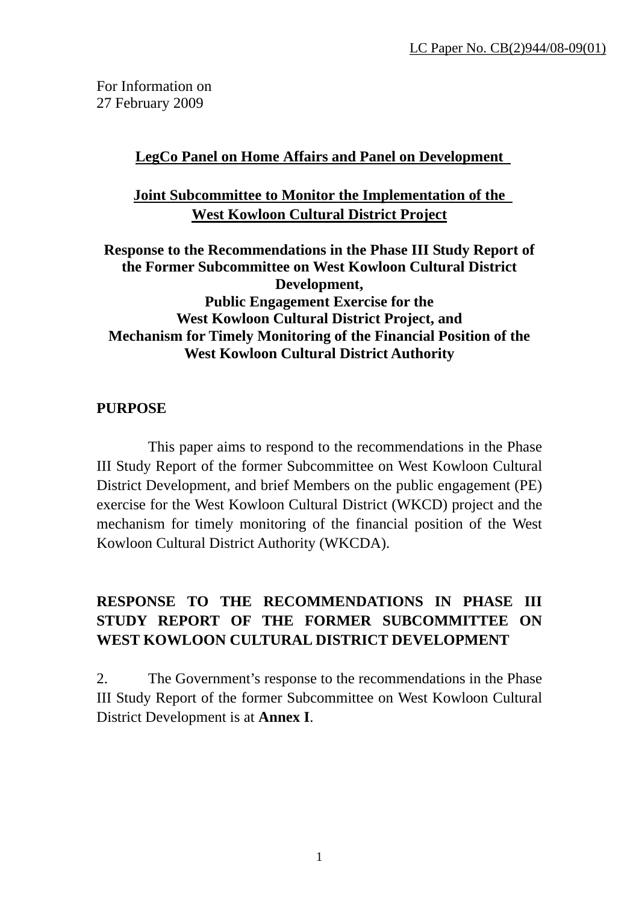LC Paper No. CB(2)944/08-09(01)

For Information on
27 February 2009

**LegCo Panel on Home Affairs and Panel on Development**

**Joint Subcommittee to Monitor the Implementation of the West Kowloon Cultural District Project**

**Response to the Recommendations in the Phase III Study Report of the Former Subcommittee on West Kowloon Cultural District Development,**
**Public Engagement Exercise for the West Kowloon Cultural District Project, and**
**Mechanism for Timely Monitoring of the Financial Position of the West Kowloon Cultural District Authority**

## PURPOSE

This paper aims to respond to the recommendations in the Phase III Study Report of the former Subcommittee on West Kowloon Cultural District Development, and brief Members on the public engagement (PE) exercise for the West Kowloon Cultural District (WKCD) project and the mechanism for timely monitoring of the financial position of the West Kowloon Cultural District Authority (WKCDA).

## RESPONSE TO THE RECOMMENDATIONS IN PHASE III STUDY REPORT OF THE FORMER SUBCOMMITTEE ON WEST KOWLOON CULTURAL DISTRICT DEVELOPMENT

2. The Government's response to the recommendations in the Phase III Study Report of the former Subcommittee on West Kowloon Cultural District Development is at **Annex I**.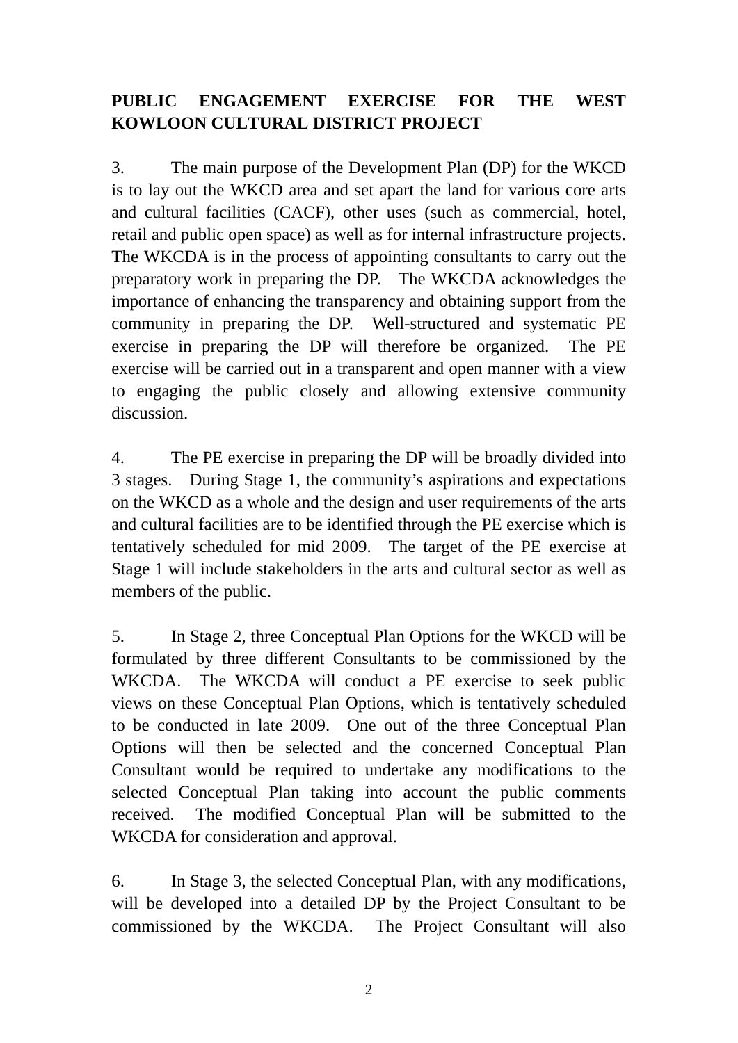**PUBLIC ENGAGEMENT EXERCISE FOR THE WEST KOWLOON CULTURAL DISTRICT PROJECT**

3. The main purpose of the Development Plan (DP) for the WKCD is to lay out the WKCD area and set apart the land for various core arts and cultural facilities (CACF), other uses (such as commercial, hotel, retail and public open space) as well as for internal infrastructure projects. The WKCDA is in the process of appointing consultants to carry out the preparatory work in preparing the DP. The WKCDA acknowledges the importance of enhancing the transparency and obtaining support from the community in preparing the DP. Well-structured and systematic PE exercise in preparing the DP will therefore be organized. The PE exercise will be carried out in a transparent and open manner with a view to engaging the public closely and allowing extensive community discussion.

4. The PE exercise in preparing the DP will be broadly divided into 3 stages. During Stage 1, the community's aspirations and expectations on the WKCD as a whole and the design and user requirements of the arts and cultural facilities are to be identified through the PE exercise which is tentatively scheduled for mid 2009. The target of the PE exercise at Stage 1 will include stakeholders in the arts and cultural sector as well as members of the public.

5. In Stage 2, three Conceptual Plan Options for the WKCD will be formulated by three different Consultants to be commissioned by the WKCDA. The WKCDA will conduct a PE exercise to seek public views on these Conceptual Plan Options, which is tentatively scheduled to be conducted in late 2009. One out of the three Conceptual Plan Options will then be selected and the concerned Conceptual Plan Consultant would be required to undertake any modifications to the selected Conceptual Plan taking into account the public comments received. The modified Conceptual Plan will be submitted to the WKCDA for consideration and approval.

6. In Stage 3, the selected Conceptual Plan, with any modifications, will be developed into a detailed DP by the Project Consultant to be commissioned by the WKCDA. The Project Consultant will also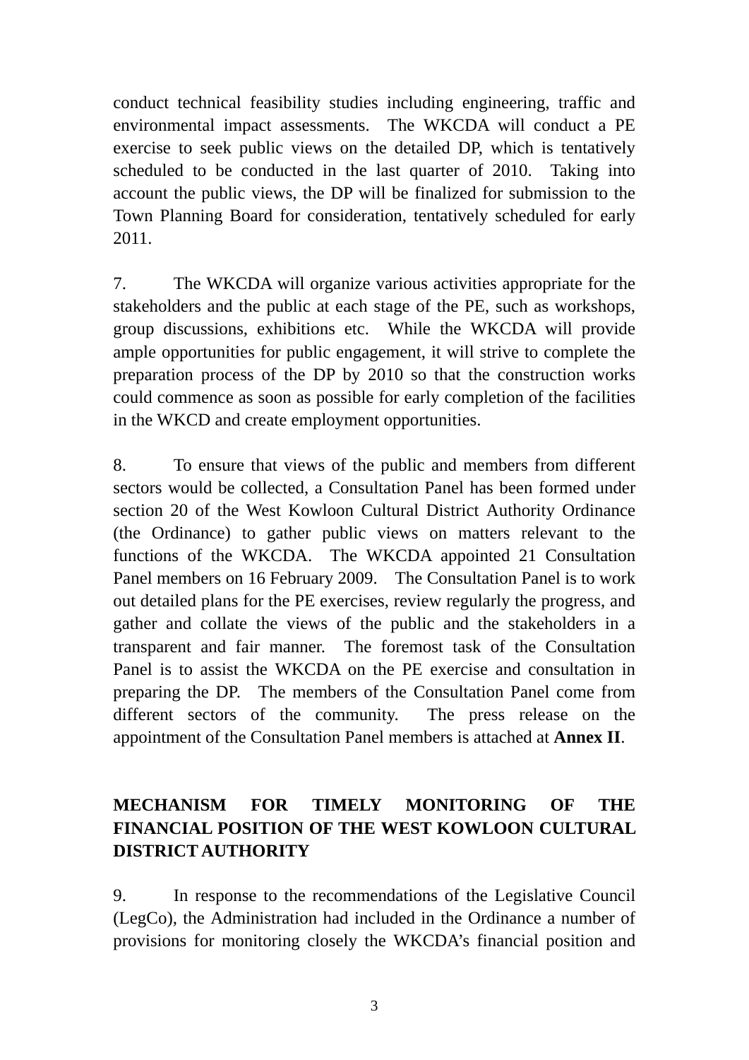conduct technical feasibility studies including engineering, traffic and environmental impact assessments. The WKCDA will conduct a PE exercise to seek public views on the detailed DP, which is tentatively scheduled to be conducted in the last quarter of 2010. Taking into account the public views, the DP will be finalized for submission to the Town Planning Board for consideration, tentatively scheduled for early 2011.

7. The WKCDA will organize various activities appropriate for the stakeholders and the public at each stage of the PE, such as workshops, group discussions, exhibitions etc. While the WKCDA will provide ample opportunities for public engagement, it will strive to complete the preparation process of the DP by 2010 so that the construction works could commence as soon as possible for early completion of the facilities in the WKCD and create employment opportunities.

8. To ensure that views of the public and members from different sectors would be collected, a Consultation Panel has been formed under section 20 of the West Kowloon Cultural District Authority Ordinance (the Ordinance) to gather public views on matters relevant to the functions of the WKCDA. The WKCDA appointed 21 Consultation Panel members on 16 February 2009. The Consultation Panel is to work out detailed plans for the PE exercises, review regularly the progress, and gather and collate the views of the public and the stakeholders in a transparent and fair manner. The foremost task of the Consultation Panel is to assist the WKCDA on the PE exercise and consultation in preparing the DP. The members of the Consultation Panel come from different sectors of the community. The press release on the appointment of the Consultation Panel members is attached at **Annex II**.

## MECHANISM FOR TIMELY MONITORING OF THE FINANCIAL POSITION OF THE WEST KOWLOON CULTURAL DISTRICT AUTHORITY

9. In response to the recommendations of the Legislative Council (LegCo), the Administration had included in the Ordinance a number of provisions for monitoring closely the WKCDA's financial position and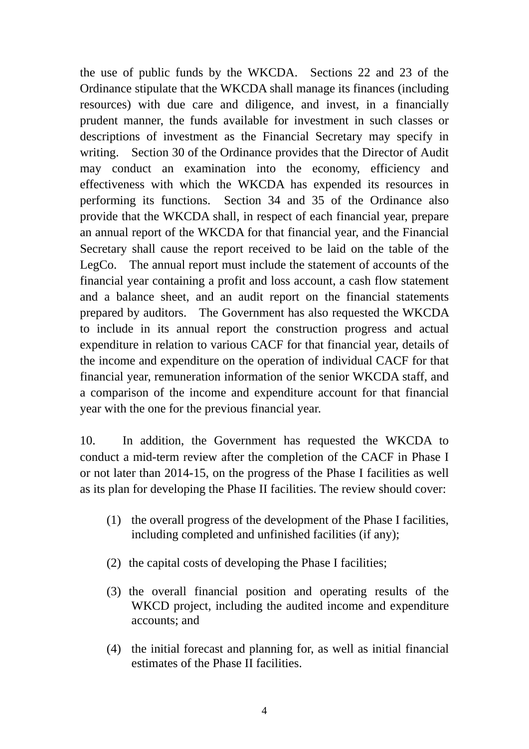the use of public funds by the WKCDA. Sections 22 and 23 of the Ordinance stipulate that the WKCDA shall manage its finances (including resources) with due care and diligence, and invest, in a financially prudent manner, the funds available for investment in such classes or descriptions of investment as the Financial Secretary may specify in writing. Section 30 of the Ordinance provides that the Director of Audit may conduct an examination into the economy, efficiency and effectiveness with which the WKCDA has expended its resources in performing its functions. Section 34 and 35 of the Ordinance also provide that the WKCDA shall, in respect of each financial year, prepare an annual report of the WKCDA for that financial year, and the Financial Secretary shall cause the report received to be laid on the table of the LegCo. The annual report must include the statement of accounts of the financial year containing a profit and loss account, a cash flow statement and a balance sheet, and an audit report on the financial statements prepared by auditors. The Government has also requested the WKCDA to include in its annual report the construction progress and actual expenditure in relation to various CACF for that financial year, details of the income and expenditure on the operation of individual CACF for that financial year, remuneration information of the senior WKCDA staff, and a comparison of the income and expenditure account for that financial year with the one for the previous financial year.

10. In addition, the Government has requested the WKCDA to conduct a mid-term review after the completion of the CACF in Phase I or not later than 2014-15, on the progress of the Phase I facilities as well as its plan for developing the Phase II facilities. The review should cover:

(1) the overall progress of the development of the Phase I facilities, including completed and unfinished facilities (if any);

(2) the capital costs of developing the Phase I facilities;

(3) the overall financial position and operating results of the WKCD project, including the audited income and expenditure accounts; and

(4) the initial forecast and planning for, as well as initial financial estimates of the Phase II facilities.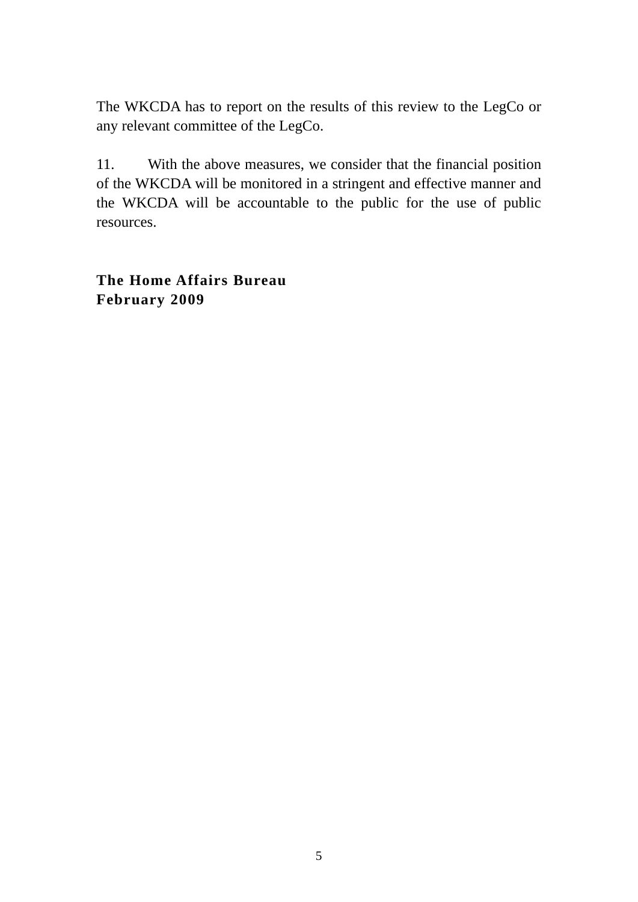The WKCDA has to report on the results of this review to the LegCo or any relevant committee of the LegCo.

11. With the above measures, we consider that the financial position of the WKCDA will be monitored in a stringent and effective manner and the WKCDA will be accountable to the public for the use of public resources.

**The Home Affairs Bureau**
**February 2009**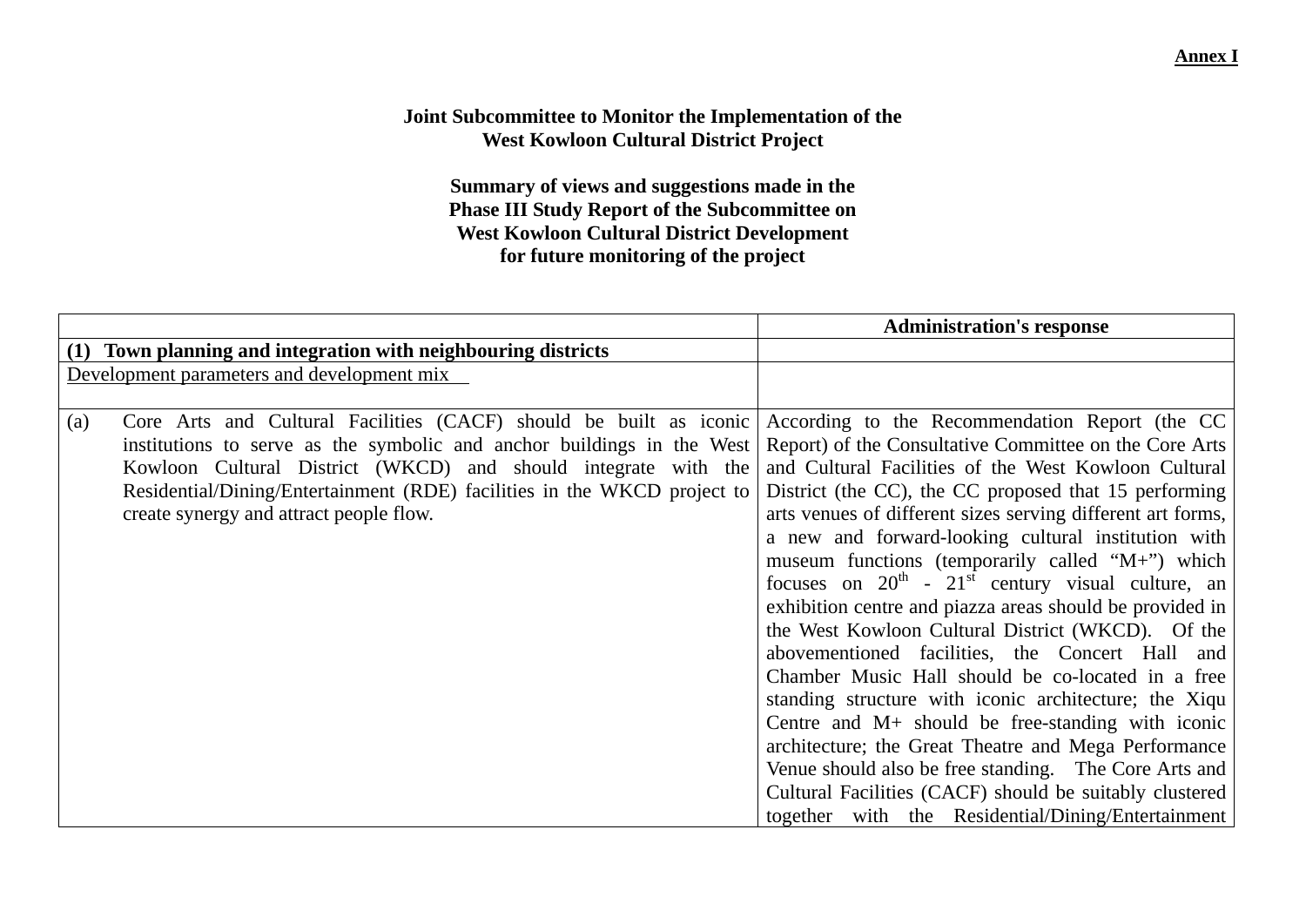**Annex I**

**Joint Subcommittee to Monitor the Implementation of the West Kowloon Cultural District Project**

**Summary of views and suggestions made in the Phase III Study Report of the Subcommittee on West Kowloon Cultural District Development for future monitoring of the project**

| | **Administration's response** |
|---|---|
| **(1) Town planning and integration with neighbouring districts** | |
| Development parameters and development mix | |
| (a) Core Arts and Cultural Facilities (CACF) should be built as iconic institutions to serve as the symbolic and anchor buildings in the West Kowloon Cultural District (WKCD) and should integrate with the Residential/Dining/Entertainment (RDE) facilities in the WKCD project to create synergy and attract people flow. | According to the Recommendation Report (the CC Report) of the Consultative Committee on the Core Arts and Cultural Facilities of the West Kowloon Cultural District (the CC), the CC proposed that 15 performing arts venues of different sizes serving different art forms, a new and forward-looking cultural institution with museum functions (temporarily called "M+") which focuses on $20^{th}$ - $21^{st}$ century visual culture, an exhibition centre and piazza areas should be provided in the West Kowloon Cultural District (WKCD). Of the abovementioned facilities, the Concert Hall and Chamber Music Hall should be co-located in a free standing structure with iconic architecture; the Xiqu Centre and M+ should be free-standing with iconic architecture; the Great Theatre and Mega Performance Venue should also be free standing. The Core Arts and Cultural Facilities (CACF) should be suitably clustered together with the Residential/Dining/Entertainment |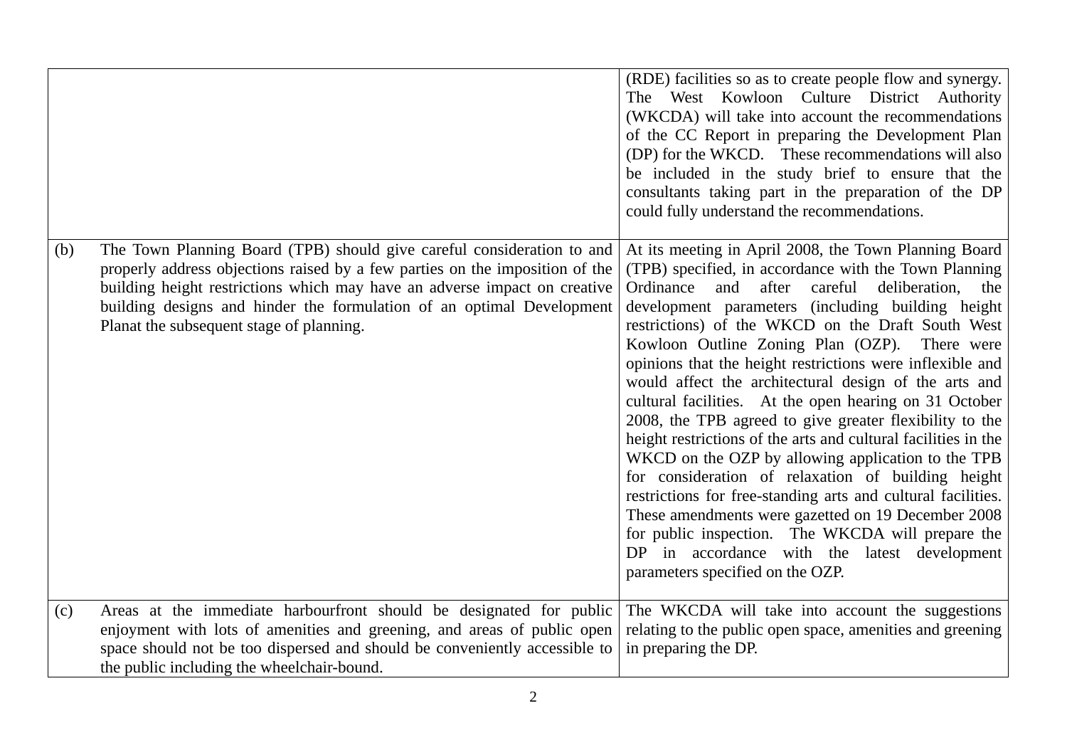| | |
|---|---|
| | (RDE) facilities so as to create people flow and synergy. The West Kowloon Culture District Authority (WKCDA) will take into account the recommendations of the CC Report in preparing the Development Plan (DP) for the WKCD. These recommendations will also be included in the study brief to ensure that the consultants taking part in the preparation of the DP could fully understand the recommendations. |
| (b) The Town Planning Board (TPB) should give careful consideration to and properly address objections raised by a few parties on the imposition of the building height restrictions which may have an adverse impact on creative building designs and hinder the formulation of an optimal Development Planat the subsequent stage of planning. | At its meeting in April 2008, the Town Planning Board (TPB) specified, in accordance with the Town Planning Ordinance and after careful deliberation, the development parameters (including building height restrictions) of the WKCD on the Draft South West Kowloon Outline Zoning Plan (OZP). There were opinions that the height restrictions were inflexible and would affect the architectural design of the arts and cultural facilities. At the open hearing on 31 October 2008, the TPB agreed to give greater flexibility to the height restrictions of the arts and cultural facilities in the WKCD on the OZP by allowing application to the TPB for consideration of relaxation of building height restrictions for free-standing arts and cultural facilities. These amendments were gazetted on 19 December 2008 for public inspection. The WKCDA will prepare the DP in accordance with the latest development parameters specified on the OZP. |
| (c) Areas at the immediate harbourfront should be designated for public enjoyment with lots of amenities and greening, and areas of public open space should not be too dispersed and should be conveniently accessible to the public including the wheelchair-bound. | The WKCDA will take into account the suggestions relating to the public open space, amenities and greening in preparing the DP. |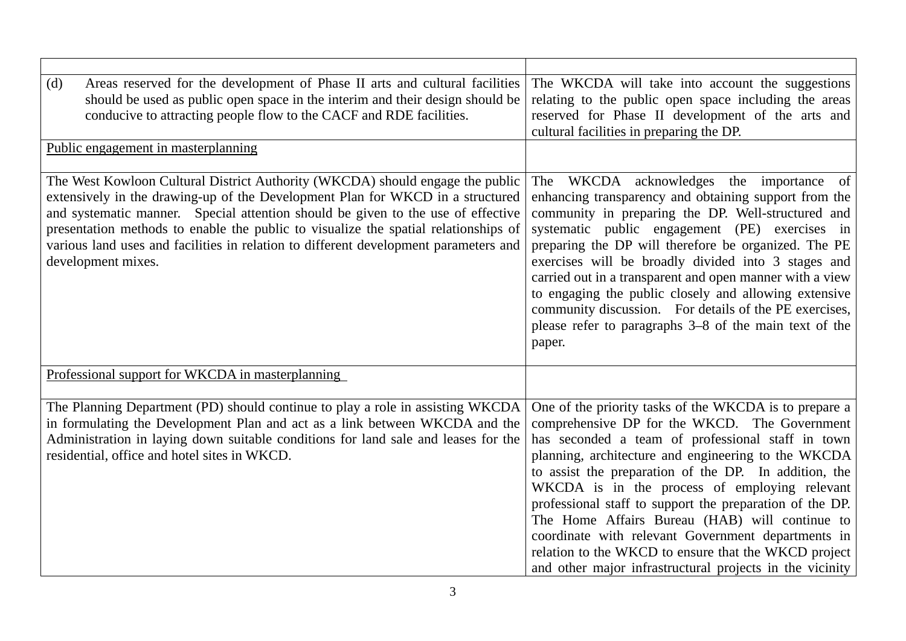| | |
|---|---|
| (d) Areas reserved for the development of Phase II arts and cultural facilities should be used as public open space in the interim and their design should be conducive to attracting people flow to the CACF and RDE facilities. | The WKCDA will take into account the suggestions relating to the public open space including the areas reserved for Phase II development of the arts and cultural facilities in preparing the DP. |
| <u>Public engagement in masterplanning</u> | |
| The West Kowloon Cultural District Authority (WKCDA) should engage the public extensively in the drawing-up of the Development Plan for WKCD in a structured and systematic manner. Special attention should be given to the use of effective presentation methods to enable the public to visualize the spatial relationships of various land uses and facilities in relation to different development parameters and development mixes. | The WKCDA acknowledges the importance of enhancing transparency and obtaining support from the community in preparing the DP. Well-structured and systematic public engagement (PE) exercises in preparing the DP will therefore be organized. The PE exercises will be broadly divided into 3 stages and carried out in a transparent and open manner with a view to engaging the public closely and allowing extensive community discussion. For details of the PE exercises, please refer to paragraphs 3–8 of the main text of the paper. |
| <u>Professional support for WKCDA in masterplanning</u> | |
| The Planning Department (PD) should continue to play a role in assisting WKCDA in formulating the Development Plan and act as a link between WKCDA and the Administration in laying down suitable conditions for land sale and leases for the residential, office and hotel sites in WKCD. | One of the priority tasks of the WKCDA is to prepare a comprehensive DP for the WKCD. The Government has seconded a team of professional staff in town planning, architecture and engineering to the WKCDA to assist the preparation of the DP. In addition, the WKCDA is in the process of employing relevant professional staff to support the preparation of the DP. The Home Affairs Bureau (HAB) will continue to coordinate with relevant Government departments in relation to the WKCD to ensure that the WKCD project and other major infrastructural projects in the vicinity |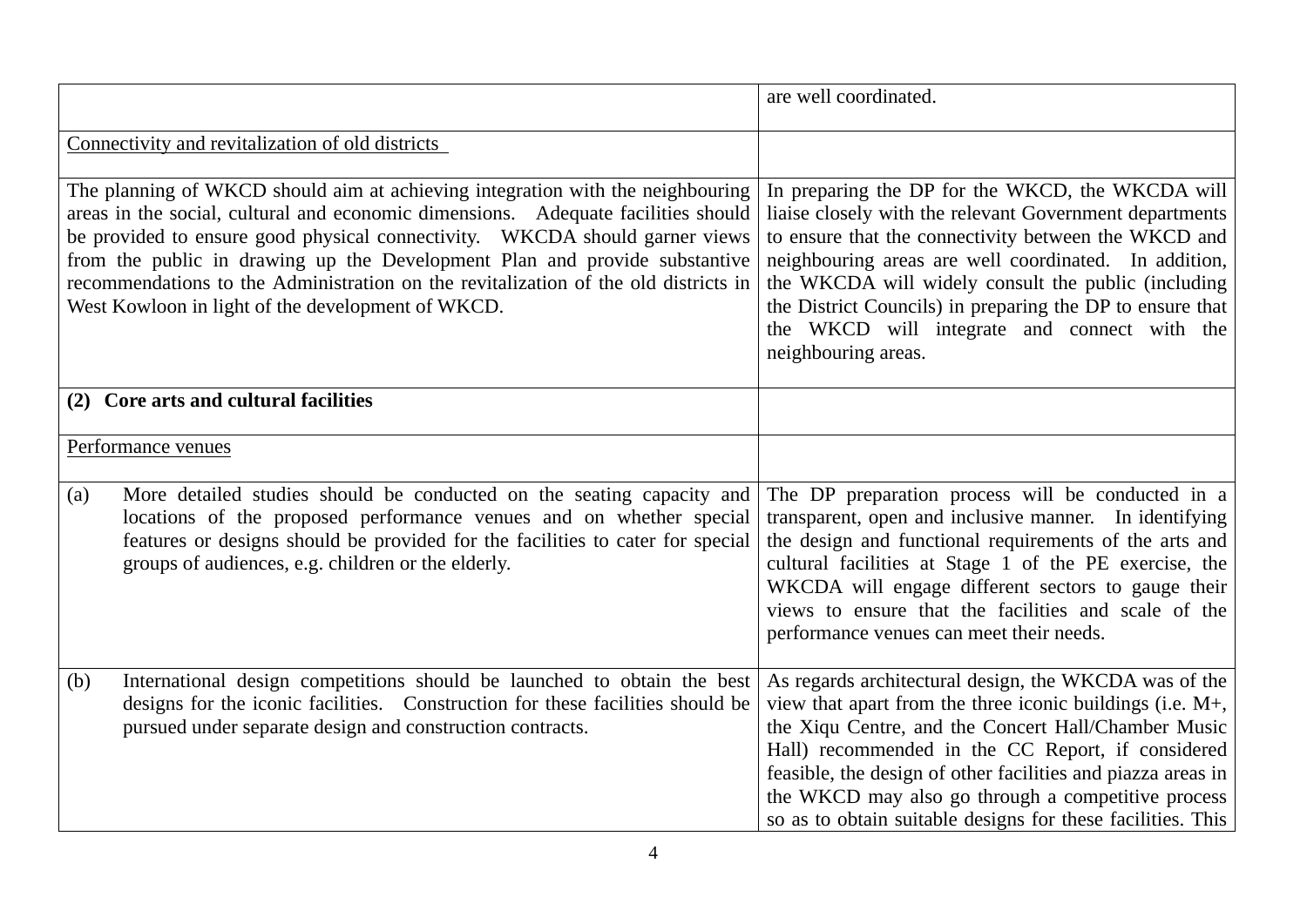| | |
|---|---|
| | are well coordinated. |
| Connectivity and revitalization of old districts | |
| The planning of WKCD should aim at achieving integration with the neighbouring areas in the social, cultural and economic dimensions. Adequate facilities should be provided to ensure good physical connectivity. WKCDA should garner views from the public in drawing up the Development Plan and provide substantive recommendations to the Administration on the revitalization of the old districts in West Kowloon in light of the development of WKCD. | In preparing the DP for the WKCD, the WKCDA will liaise closely with the relevant Government departments to ensure that the connectivity between the WKCD and neighbouring areas are well coordinated. In addition, the WKCDA will widely consult the public (including the District Councils) in preparing the DP to ensure that the WKCD will integrate and connect with the neighbouring areas. |
| **(2) Core arts and cultural facilities** | |
| Performance venues | |
| (a) More detailed studies should be conducted on the seating capacity and locations of the proposed performance venues and on whether special features or designs should be provided for the facilities to cater for special groups of audiences, e.g. children or the elderly. | The DP preparation process will be conducted in a transparent, open and inclusive manner. In identifying the design and functional requirements of the arts and cultural facilities at Stage 1 of the PE exercise, the WKCDA will engage different sectors to gauge their views to ensure that the facilities and scale of the performance venues can meet their needs. |
| (b) International design competitions should be launched to obtain the best designs for the iconic facilities. Construction for these facilities should be pursued under separate design and construction contracts. | As regards architectural design, the WKCDA was of the view that apart from the three iconic buildings (i.e. M+, the Xiqu Centre, and the Concert Hall/Chamber Music Hall) recommended in the CC Report, if considered feasible, the design of other facilities and piazza areas in the WKCD may also go through a competitive process so as to obtain suitable designs for these facilities. This |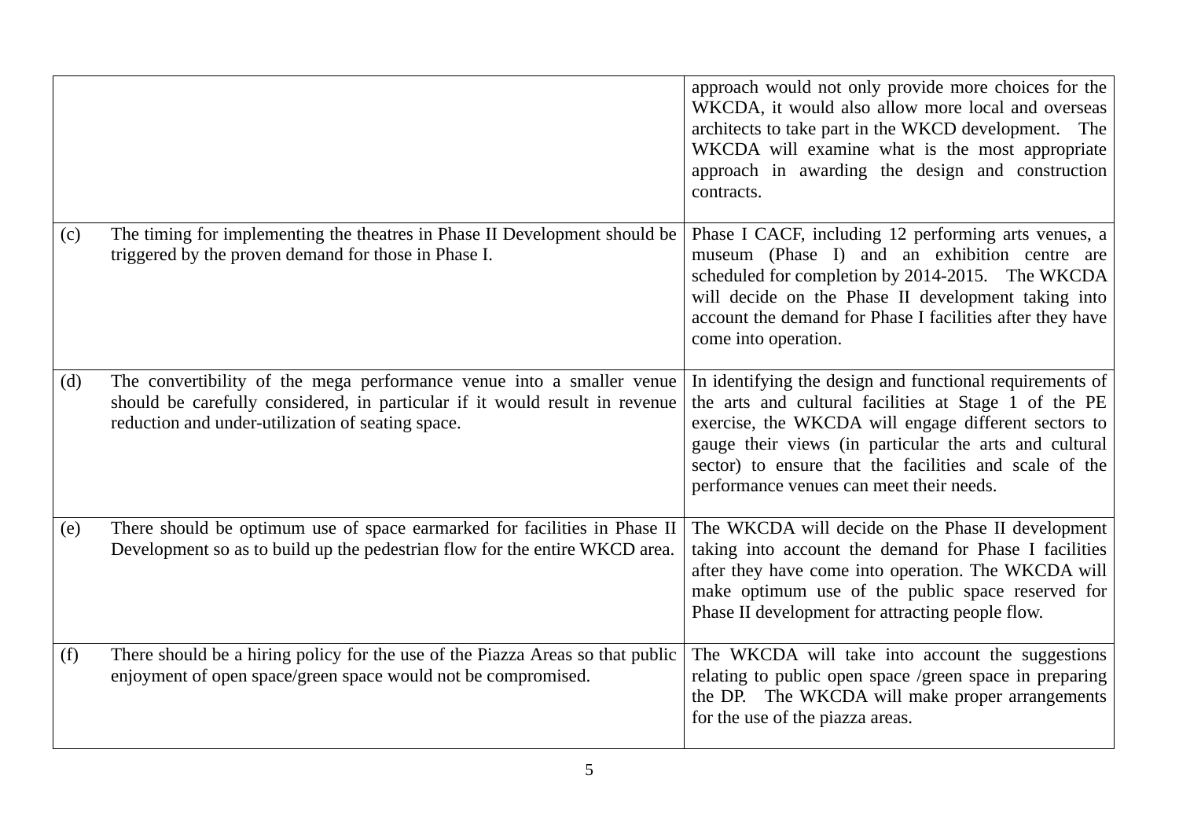| | | |
|---|---|---|
| | | approach would not only provide more choices for the WKCDA, it would also allow more local and overseas architects to take part in the WKCD development. The WKCDA will examine what is the most appropriate approach in awarding the design and construction contracts. |
| (c) | The timing for implementing the theatres in Phase II Development should be triggered by the proven demand for those in Phase I. | Phase I CACF, including 12 performing arts venues, a museum (Phase I) and an exhibition centre are scheduled for completion by 2014-2015. The WKCDA will decide on the Phase II development taking into account the demand for Phase I facilities after they have come into operation. |
| (d) | The convertibility of the mega performance venue into a smaller venue should be carefully considered, in particular if it would result in revenue reduction and under-utilization of seating space. | In identifying the design and functional requirements of the arts and cultural facilities at Stage 1 of the PE exercise, the WKCDA will engage different sectors to gauge their views (in particular the arts and cultural sector) to ensure that the facilities and scale of the performance venues can meet their needs. |
| (e) | There should be optimum use of space earmarked for facilities in Phase II Development so as to build up the pedestrian flow for the entire WKCD area. | The WKCDA will decide on the Phase II development taking into account the demand for Phase I facilities after they have come into operation. The WKCDA will make optimum use of the public space reserved for Phase II development for attracting people flow. |
| (f) | There should be a hiring policy for the use of the Piazza Areas so that public enjoyment of open space/green space would not be compromised. | The WKCDA will take into account the suggestions relating to public open space /green space in preparing the DP. The WKCDA will make proper arrangements for the use of the piazza areas. |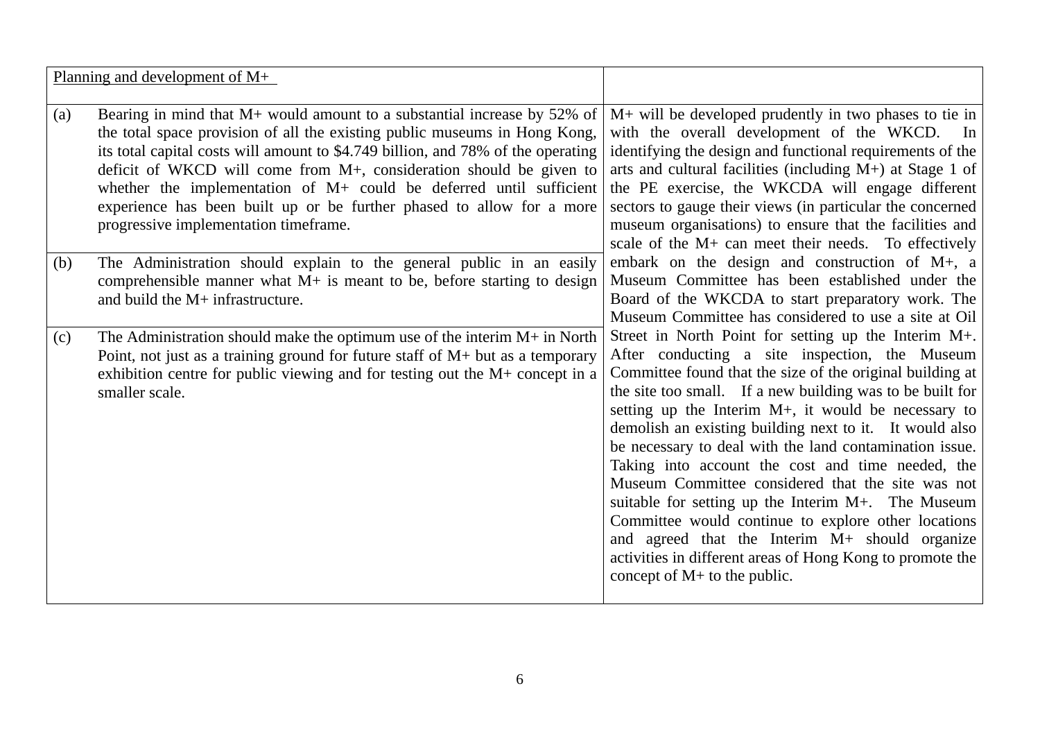| Planning and development of M+ | |
|---|---|
| (a) Bearing in mind that M+ would amount to a substantial increase by 52% of the total space provision of all the existing public museums in Hong Kong, its total capital costs will amount to $4.749 billion, and 78% of the operating deficit of WKCD will come from M+, consideration should be given to whether the implementation of M+ could be deferred until sufficient experience has been built up or be further phased to allow for a more progressive implementation timeframe. | M+ will be developed prudently in two phases to tie in with the overall development of the WKCD. In identifying the design and functional requirements of the arts and cultural facilities (including M+) at Stage 1 of the PE exercise, the WKCDA will engage different sectors to gauge their views (in particular the concerned museum organisations) to ensure that the facilities and scale of the M+ can meet their needs. To effectively embark on the design and construction of M+, a Museum Committee has been established under the Board of the WKCDA to start preparatory work. The Museum Committee has considered to use a site at Oil Street in North Point for setting up the Interim M+. After conducting a site inspection, the Museum Committee found that the size of the original building at the site too small. If a new building was to be built for setting up the Interim M+, it would be necessary to demolish an existing building next to it. It would also be necessary to deal with the land contamination issue. Taking into account the cost and time needed, the Museum Committee considered that the site was not suitable for setting up the Interim M+. The Museum Committee would continue to explore other locations and agreed that the Interim M+ should organize activities in different areas of Hong Kong to promote the concept of M+ to the public. |
| (b) The Administration should explain to the general public in an easily comprehensible manner what M+ is meant to be, before starting to design and build the M+ infrastructure. | |
| (c) The Administration should make the optimum use of the interim M+ in North Point, not just as a training ground for future staff of M+ but as a temporary exhibition centre for public viewing and for testing out the M+ concept in a smaller scale. | |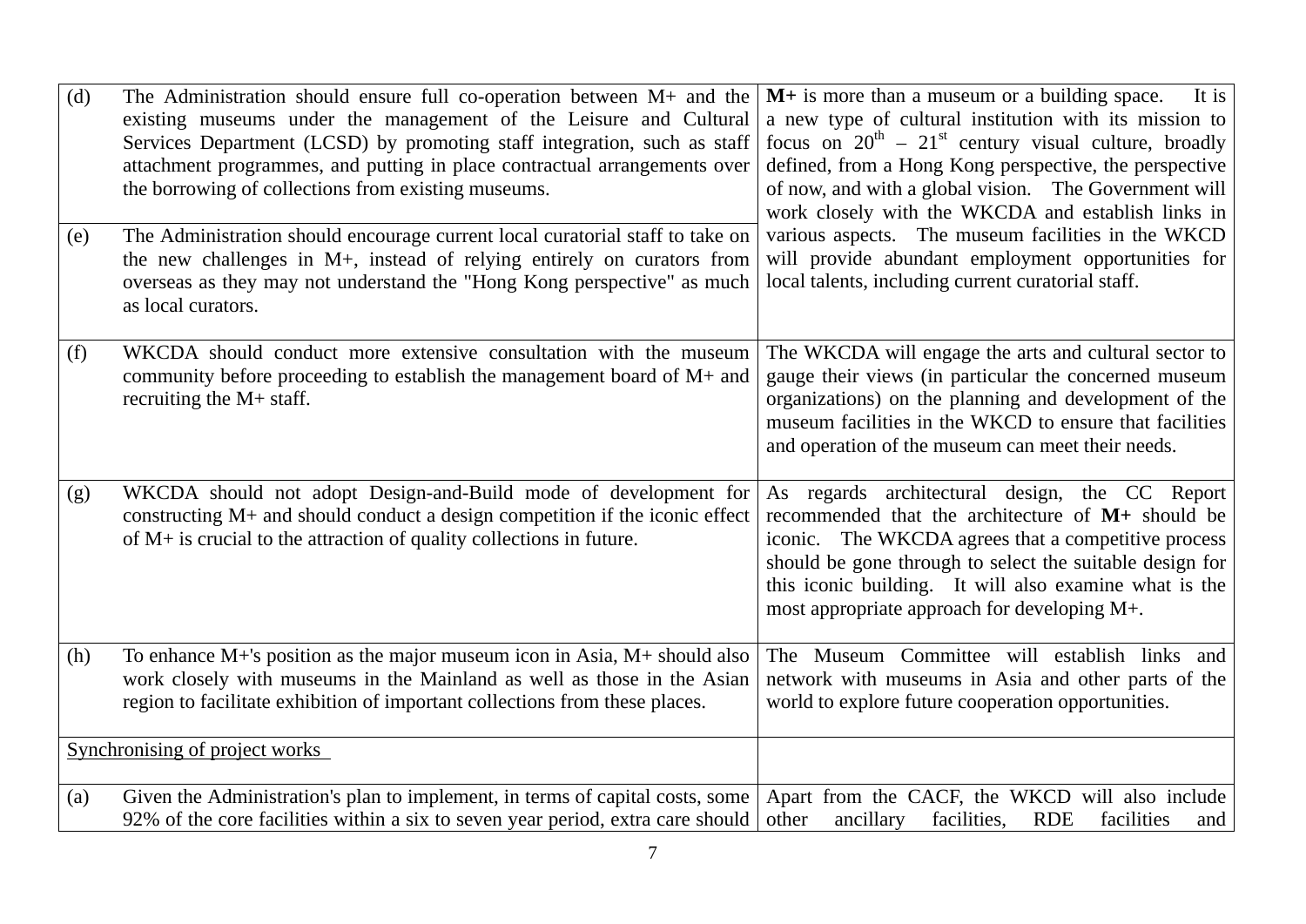| | | |
|---|---|---|
| (d) | The Administration should ensure full co-operation between M+ and the existing museums under the management of the Leisure and Cultural Services Department (LCSD) by promoting staff integration, such as staff attachment programmes, and putting in place contractual arrangements over the borrowing of collections from existing museums. | **M+** is more than a museum or a building space. It is a new type of cultural institution with its mission to focus on 20th – 21st century visual culture, broadly defined, from a Hong Kong perspective, the perspective of now, and with a global vision. The Government will work closely with the WKCDA and establish links in various aspects. The museum facilities in the WKCD will provide abundant employment opportunities for local talents, including current curatorial staff. |
| (e) | The Administration should encourage current local curatorial staff to take on the new challenges in M+, instead of relying entirely on curators from overseas as they may not understand the "Hong Kong perspective" as much as local curators. | |
| (f) | WKCDA should conduct more extensive consultation with the museum community before proceeding to establish the management board of M+ and recruiting the M+ staff. | The WKCDA will engage the arts and cultural sector to gauge their views (in particular the concerned museum organizations) on the planning and development of the museum facilities in the WKCD to ensure that facilities and operation of the museum can meet their needs. |
| (g) | WKCDA should not adopt Design-and-Build mode of development for constructing M+ and should conduct a design competition if the iconic effect of M+ is crucial to the attraction of quality collections in future. | As regards architectural design, the CC Report recommended that the architecture of **M+** should be iconic. The WKCDA agrees that a competitive process should be gone through to select the suitable design for this iconic building. It will also examine what is the most appropriate approach for developing M+. |
| (h) | To enhance M+'s position as the major museum icon in Asia, M+ should also work closely with museums in the Mainland as well as those in the Asian region to facilitate exhibition of important collections from these places. | The Museum Committee will establish links and network with museums in Asia and other parts of the world to explore future cooperation opportunities. |
| Synchronising of project works | | |
| (a) | Given the Administration's plan to implement, in terms of capital costs, some 92% of the core facilities within a six to seven year period, extra care should | Apart from the CACF, the WKCD will also include other ancillary facilities, RDE facilities and |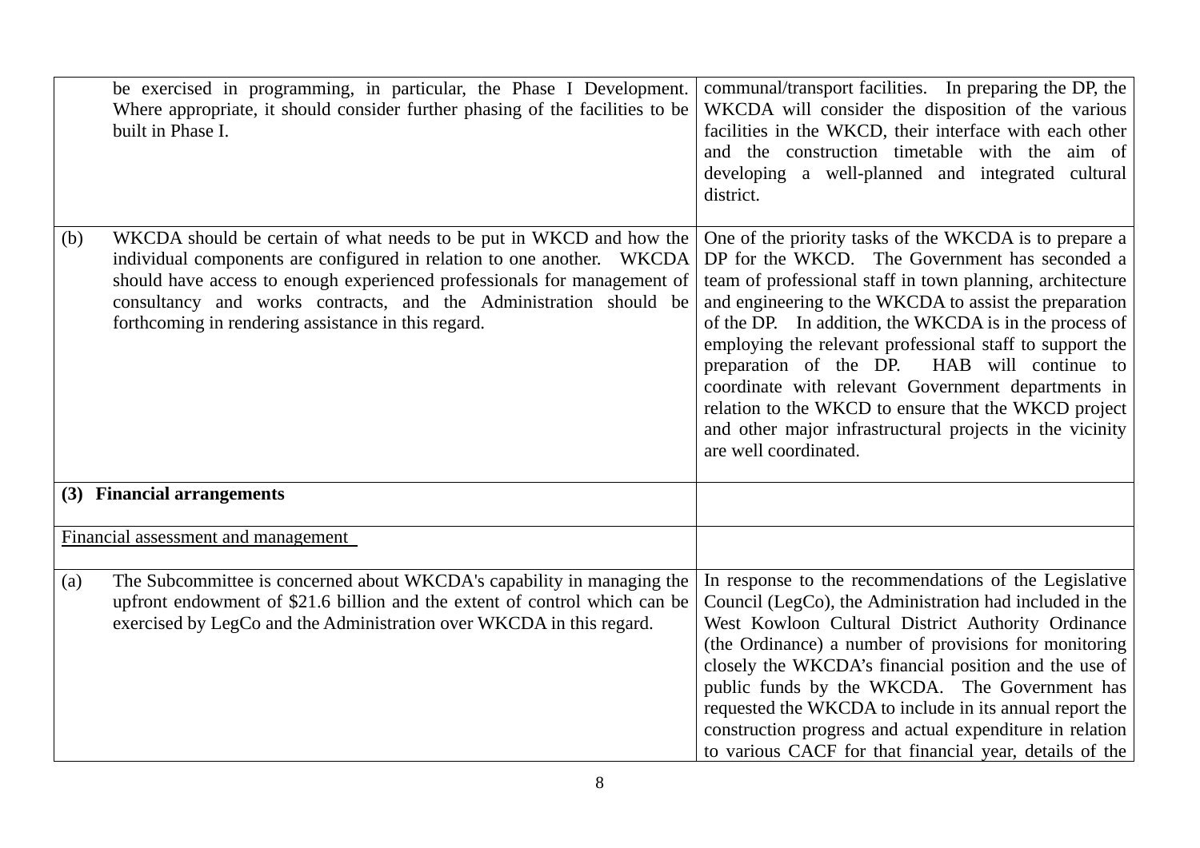| | |
|---|---|
| be exercised in programming, in particular, the Phase I Development. Where appropriate, it should consider further phasing of the facilities to be built in Phase I. | communal/transport facilities. In preparing the DP, the WKCDA will consider the disposition of the various facilities in the WKCD, their interface with each other and the construction timetable with the aim of developing a well-planned and integrated cultural district. |
| (b) WKCDA should be certain of what needs to be put in WKCD and how the individual components are configured in relation to one another. WKCDA should have access to enough experienced professionals for management of consultancy and works contracts, and the Administration should be forthcoming in rendering assistance in this regard. | One of the priority tasks of the WKCDA is to prepare a DP for the WKCD. The Government has seconded a team of professional staff in town planning, architecture and engineering to the WKCDA to assist the preparation of the DP. In addition, the WKCDA is in the process of employing the relevant professional staff to support the preparation of the DP. HAB will continue to coordinate with relevant Government departments in relation to the WKCD to ensure that the WKCD project and other major infrastructural projects in the vicinity are well coordinated. |
| **(3) Financial arrangements** | |
| Financial assessment and management | |
| (a) The Subcommittee is concerned about WKCDA's capability in managing the upfront endowment of $21.6 billion and the extent of control which can be exercised by LegCo and the Administration over WKCDA in this regard. | In response to the recommendations of the Legislative Council (LegCo), the Administration had included in the West Kowloon Cultural District Authority Ordinance (the Ordinance) a number of provisions for monitoring closely the WKCDA's financial position and the use of public funds by the WKCDA. The Government has requested the WKCDA to include in its annual report the construction progress and actual expenditure in relation to various CACF for that financial year, details of the |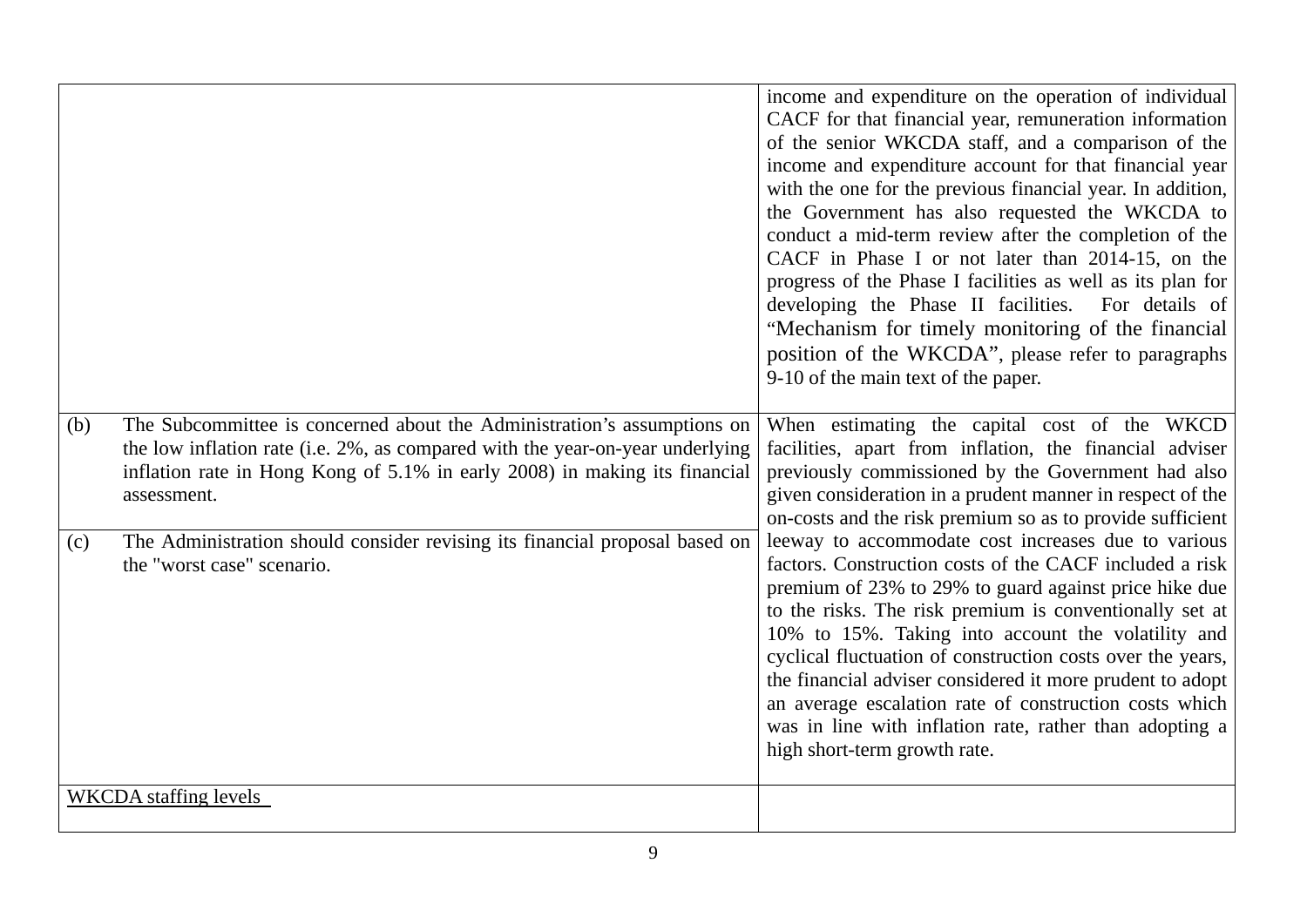| | |
|---|---|
| | income and expenditure on the operation of individual CACF for that financial year, remuneration information of the senior WKCDA staff, and a comparison of the income and expenditure account for that financial year with the one for the previous financial year. In addition, the Government has also requested the WKCDA to conduct a mid-term review after the completion of the CACF in Phase I or not later than 2014-15, on the progress of the Phase I facilities as well as its plan for developing the Phase II facilities. For details of "Mechanism for timely monitoring of the financial position of the WKCDA", please refer to paragraphs 9-10 of the main text of the paper. |
| (b) The Subcommittee is concerned about the Administration's assumptions on the low inflation rate (i.e. 2%, as compared with the year-on-year underlying inflation rate in Hong Kong of 5.1% in early 2008) in making its financial assessment.<br><br>(c) The Administration should consider revising its financial proposal based on the "worst case" scenario. | When estimating the capital cost of the WKCD facilities, apart from inflation, the financial adviser previously commissioned by the Government had also given consideration in a prudent manner in respect of the on-costs and the risk premium so as to provide sufficient leeway to accommodate cost increases due to various factors. Construction costs of the CACF included a risk premium of 23% to 29% to guard against price hike due to the risks. The risk premium is conventionally set at 10% to 15%. Taking into account the volatility and cyclical fluctuation of construction costs over the years, the financial adviser considered it more prudent to adopt an average escalation rate of construction costs which was in line with inflation rate, rather than adopting a high short-term growth rate. |
| <u>WKCDA staffing levels</u> | |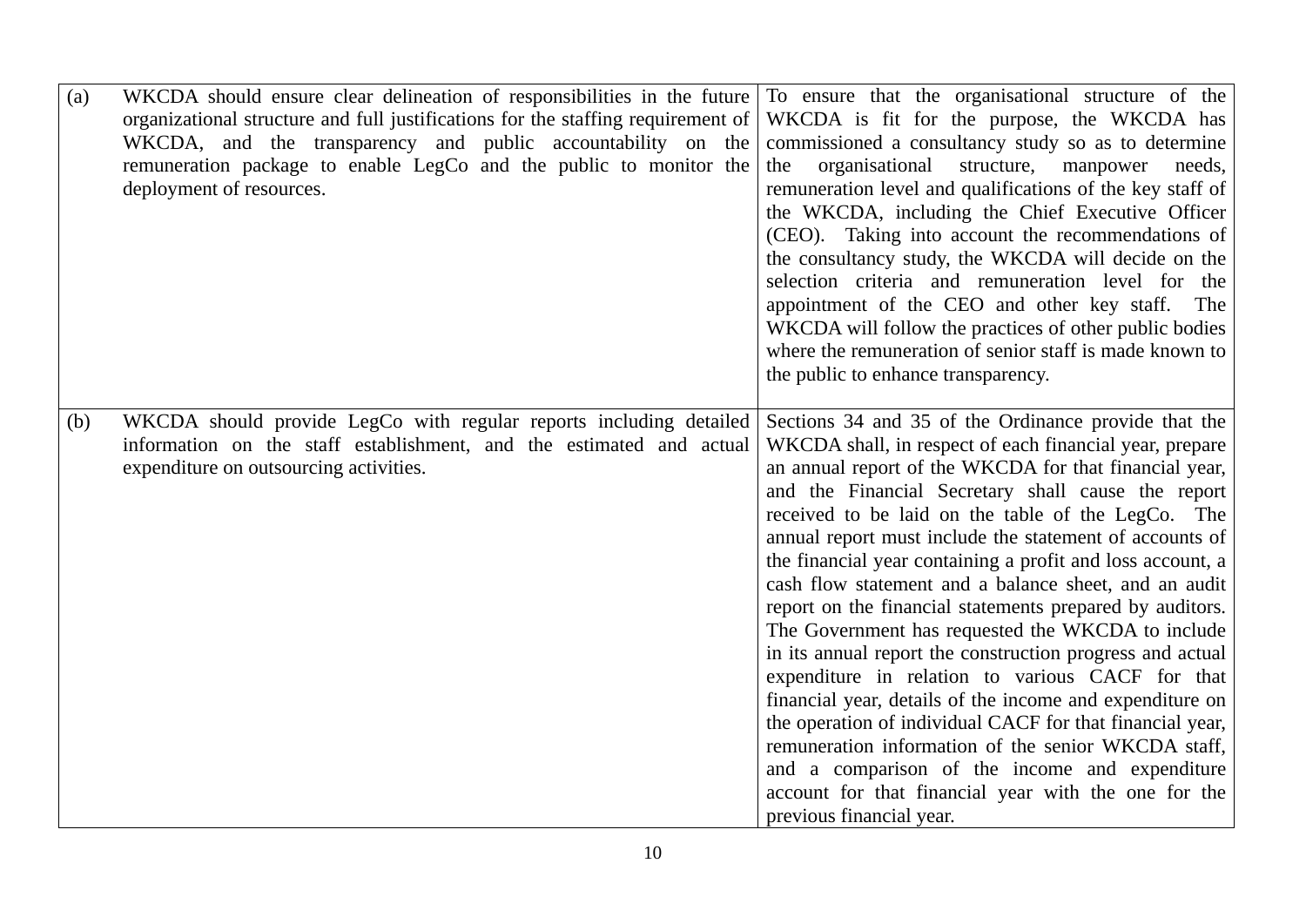| | | |
|---|---|---|
| (a) | WKCDA should ensure clear delineation of responsibilities in the future organizational structure and full justifications for the staffing requirement of WKCDA, and the transparency and public accountability on the remuneration package to enable LegCo and the public to monitor the deployment of resources. | To ensure that the organisational structure of the WKCDA is fit for the purpose, the WKCDA has commissioned a consultancy study so as to determine the organisational structure, manpower needs, remuneration level and qualifications of the key staff of the WKCDA, including the Chief Executive Officer (CEO). Taking into account the recommendations of the consultancy study, the WKCDA will decide on the selection criteria and remuneration level for the appointment of the CEO and other key staff. The WKCDA will follow the practices of other public bodies where the remuneration of senior staff is made known to the public to enhance transparency. |
| (b) | WKCDA should provide LegCo with regular reports including detailed information on the staff establishment, and the estimated and actual expenditure on outsourcing activities. | Sections 34 and 35 of the Ordinance provide that the WKCDA shall, in respect of each financial year, prepare an annual report of the WKCDA for that financial year, and the Financial Secretary shall cause the report received to be laid on the table of the LegCo. The annual report must include the statement of accounts of the financial year containing a profit and loss account, a cash flow statement and a balance sheet, and an audit report on the financial statements prepared by auditors. The Government has requested the WKCDA to include in its annual report the construction progress and actual expenditure in relation to various CACF for that financial year, details of the income and expenditure on the operation of individual CACF for that financial year, remuneration information of the senior WKCDA staff, and a comparison of the income and expenditure account for that financial year with the one for the previous financial year. |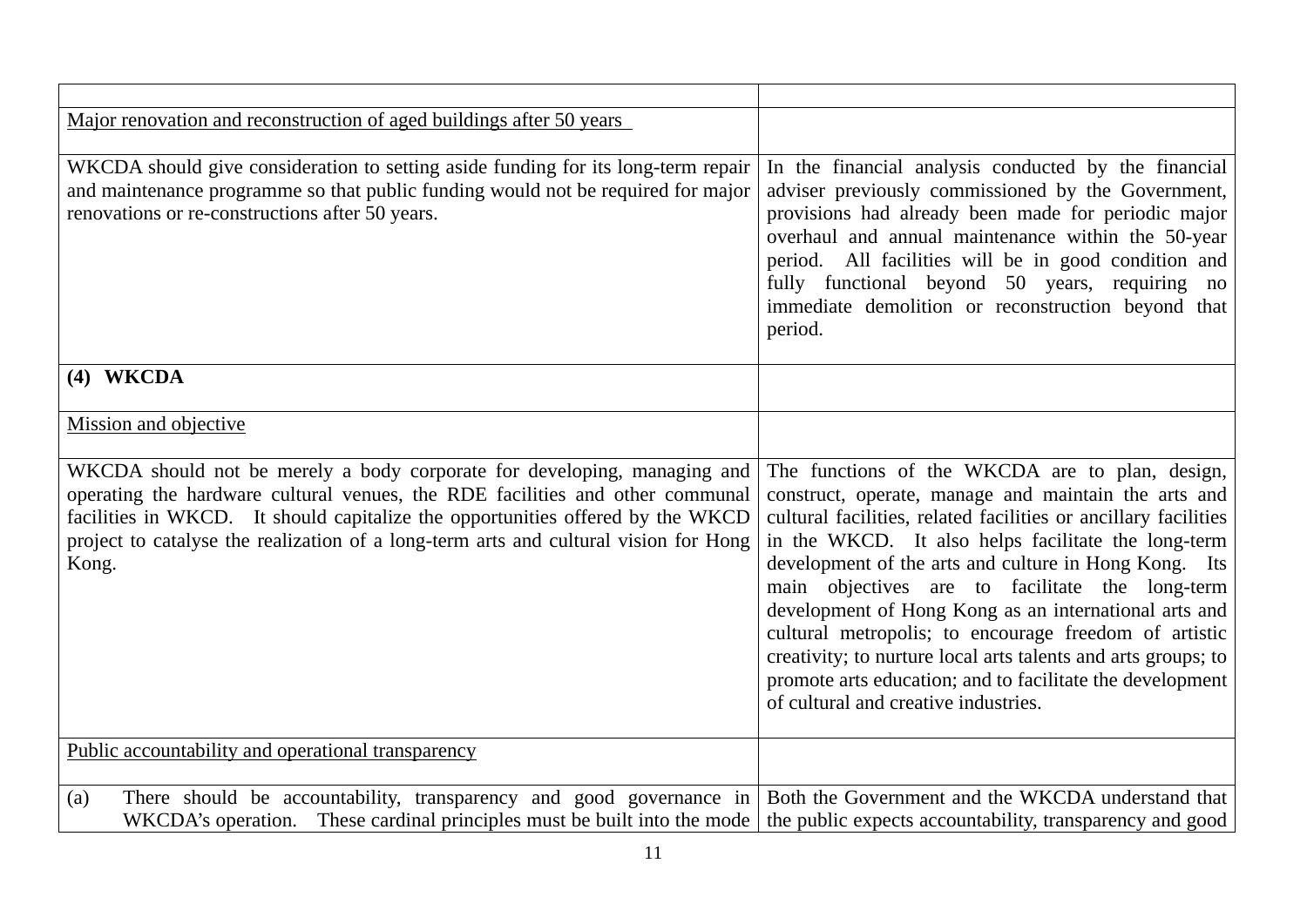| | |
|---|---|
| Major renovation and reconstruction of aged buildings after 50 years | |
| WKCDA should give consideration to setting aside funding for its long-term repair and maintenance programme so that public funding would not be required for major renovations or re-constructions after 50 years. | In the financial analysis conducted by the financial adviser previously commissioned by the Government, provisions had already been made for periodic major overhaul and annual maintenance within the 50-year period. All facilities will be in good condition and fully functional beyond 50 years, requiring no immediate demolition or reconstruction beyond that period. |
| **(4) WKCDA** | |
| Mission and objective | |
| WKCDA should not be merely a body corporate for developing, managing and operating the hardware cultural venues, the RDE facilities and other communal facilities in WKCD. It should capitalize the opportunities offered by the WKCD project to catalyse the realization of a long-term arts and cultural vision for Hong Kong. | The functions of the WKCDA are to plan, design, construct, operate, manage and maintain the arts and cultural facilities, related facilities or ancillary facilities in the WKCD. It also helps facilitate the long-term development of the arts and culture in Hong Kong. Its main objectives are to facilitate the long-term development of Hong Kong as an international arts and cultural metropolis; to encourage freedom of artistic creativity; to nurture local arts talents and arts groups; to promote arts education; and to facilitate the development of cultural and creative industries. |
| Public accountability and operational transparency | |
| (a) There should be accountability, transparency and good governance in WKCDA's operation. These cardinal principles must be built into the mode | Both the Government and the WKCDA understand that the public expects accountability, transparency and good |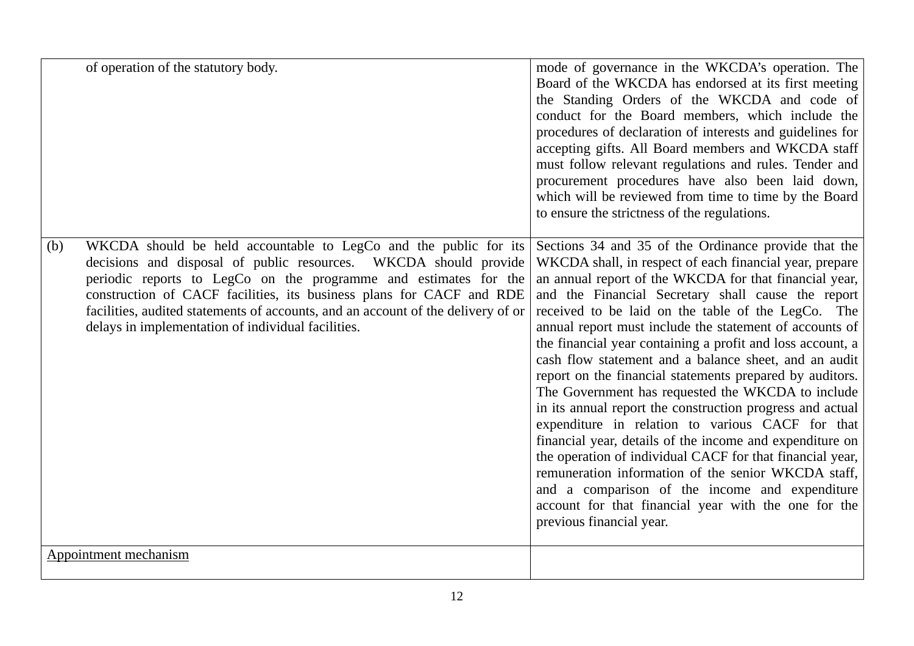| | |
|---|---|
| of operation of the statutory body. | mode of governance in the WKCDA's operation. The Board of the WKCDA has endorsed at its first meeting the Standing Orders of the WKCDA and code of conduct for the Board members, which include the procedures of declaration of interests and guidelines for accepting gifts. All Board members and WKCDA staff must follow relevant regulations and rules. Tender and procurement procedures have also been laid down, which will be reviewed from time to time by the Board to ensure the strictness of the regulations. |
| (b) WKCDA should be held accountable to LegCo and the public for its decisions and disposal of public resources. WKCDA should provide periodic reports to LegCo on the programme and estimates for the construction of CACF facilities, its business plans for CACF and RDE facilities, audited statements of accounts, and an account of the delivery of or delays in implementation of individual facilities. | Sections 34 and 35 of the Ordinance provide that the WKCDA shall, in respect of each financial year, prepare an annual report of the WKCDA for that financial year, and the Financial Secretary shall cause the report received to be laid on the table of the LegCo. The annual report must include the statement of accounts of the financial year containing a profit and loss account, a cash flow statement and a balance sheet, and an audit report on the financial statements prepared by auditors. The Government has requested the WKCDA to include in its annual report the construction progress and actual expenditure in relation to various CACF for that financial year, details of the income and expenditure on the operation of individual CACF for that financial year, remuneration information of the senior WKCDA staff, and a comparison of the income and expenditure account for that financial year with the one for the previous financial year. |
| <u>Appointment mechanism</u> | |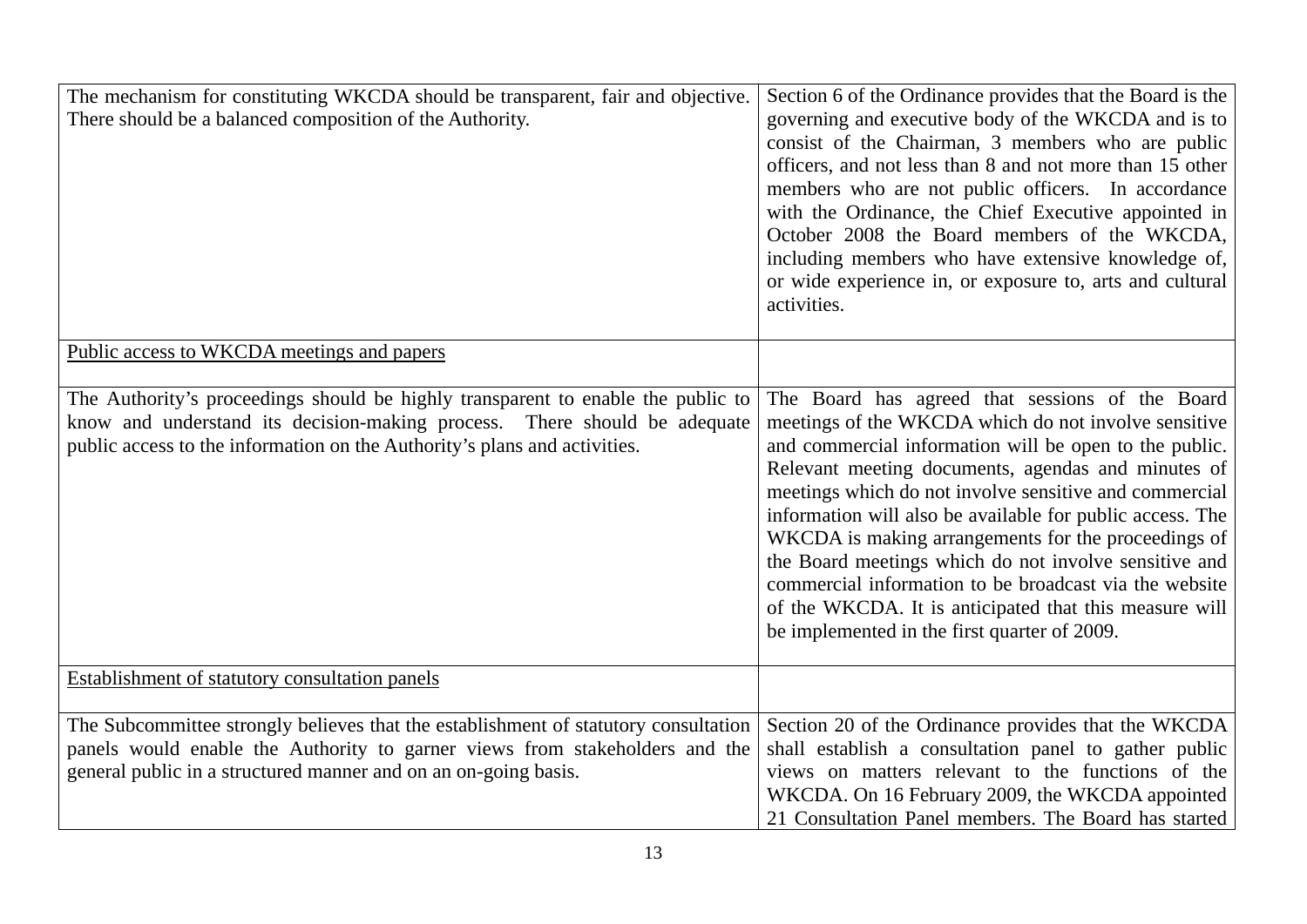| | |
|---|---|
| The mechanism for constituting WKCDA should be transparent, fair and objective. There should be a balanced composition of the Authority. | Section 6 of the Ordinance provides that the Board is the governing and executive body of the WKCDA and is to consist of the Chairman, 3 members who are public officers, and not less than 8 and not more than 15 other members who are not public officers. In accordance with the Ordinance, the Chief Executive appointed in October 2008 the Board members of the WKCDA, including members who have extensive knowledge of, or wide experience in, or exposure to, arts and cultural activities. |
| <u>Public access to WKCDA meetings and papers</u> | |
| The Authority's proceedings should be highly transparent to enable the public to know and understand its decision-making process. There should be adequate public access to the information on the Authority's plans and activities. | The Board has agreed that sessions of the Board meetings of the WKCDA which do not involve sensitive and commercial information will be open to the public. Relevant meeting documents, agendas and minutes of meetings which do not involve sensitive and commercial information will also be available for public access. The WKCDA is making arrangements for the proceedings of the Board meetings which do not involve sensitive and commercial information to be broadcast via the website of the WKCDA. It is anticipated that this measure will be implemented in the first quarter of 2009. |
| <u>Establishment of statutory consultation panels</u> | |
| The Subcommittee strongly believes that the establishment of statutory consultation panels would enable the Authority to garner views from stakeholders and the general public in a structured manner and on an on-going basis. | Section 20 of the Ordinance provides that the WKCDA shall establish a consultation panel to gather public views on matters relevant to the functions of the WKCDA. On 16 February 2009, the WKCDA appointed 21 Consultation Panel members. The Board has started |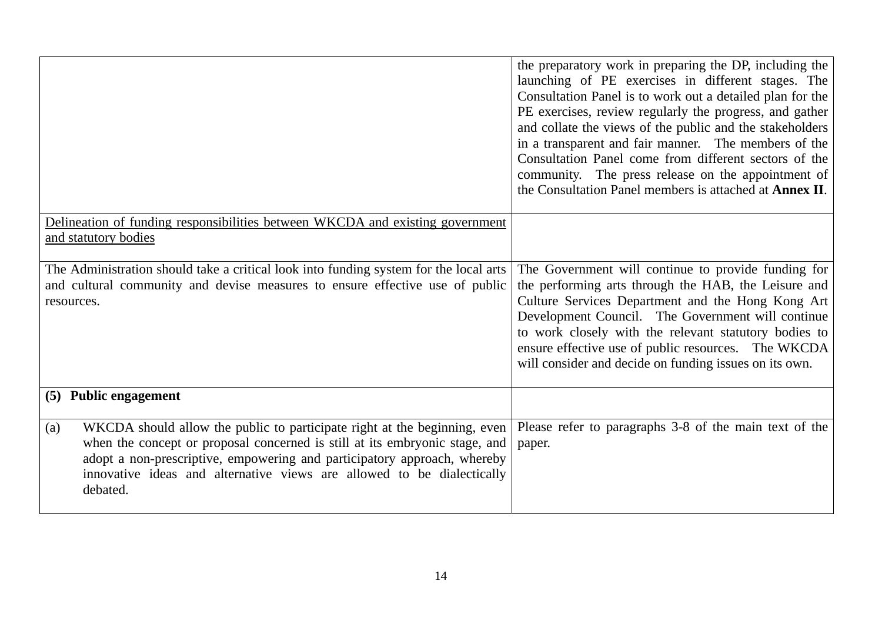| | |
|---|---|
| | the preparatory work in preparing the DP, including the launching of PE exercises in different stages. The Consultation Panel is to work out a detailed plan for the PE exercises, review regularly the progress, and gather and collate the views of the public and the stakeholders in a transparent and fair manner. The members of the Consultation Panel come from different sectors of the community. The press release on the appointment of the Consultation Panel members is attached at **Annex II**. |
| Delineation of funding responsibilities between WKCDA and existing government and statutory bodies | |
| The Administration should take a critical look into funding system for the local arts and cultural community and devise measures to ensure effective use of public resources. | The Government will continue to provide funding for the performing arts through the HAB, the Leisure and Culture Services Department and the Hong Kong Art Development Council. The Government will continue to work closely with the relevant statutory bodies to ensure effective use of public resources. The WKCDA will consider and decide on funding issues on its own. |
| **(5) Public engagement** | |
| (a) WKCDA should allow the public to participate right at the beginning, even when the concept or proposal concerned is still at its embryonic stage, and adopt a non-prescriptive, empowering and participatory approach, whereby innovative ideas and alternative views are allowed to be dialectically debated. | Please refer to paragraphs 3-8 of the main text of the paper. |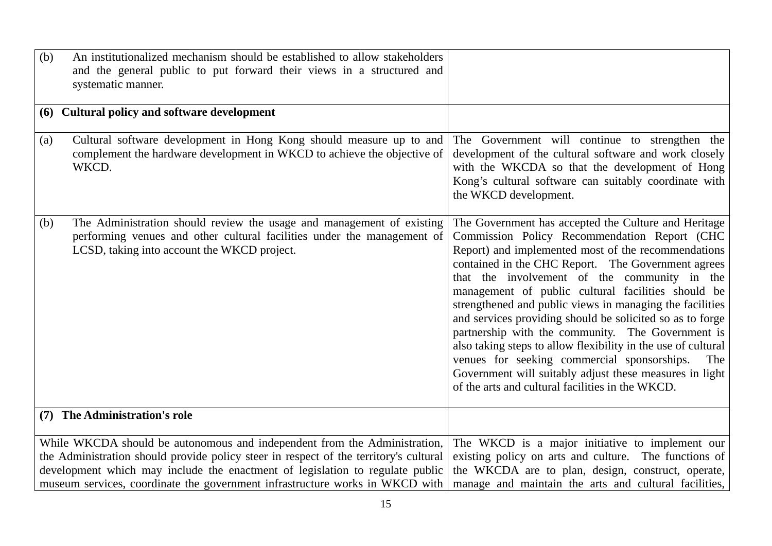| | |
|---|---|
| (b) An institutionalized mechanism should be established to allow stakeholders and the general public to put forward their views in a structured and systematic manner. | |
| **(6) Cultural policy and software development** | |
| (a) Cultural software development in Hong Kong should measure up to and complement the hardware development in WKCD to achieve the objective of WKCD. | The Government will continue to strengthen the development of the cultural software and work closely with the WKCDA so that the development of Hong Kong's cultural software can suitably coordinate with the WKCD development. |
| (b) The Administration should review the usage and management of existing performing venues and other cultural facilities under the management of LCSD, taking into account the WKCD project. | The Government has accepted the Culture and Heritage Commission Policy Recommendation Report (CHC Report) and implemented most of the recommendations contained in the CHC Report. The Government agrees that the involvement of the community in the management of public cultural facilities should be strengthened and public views in managing the facilities and services providing should be solicited so as to forge partnership with the community. The Government is also taking steps to allow flexibility in the use of cultural venues for seeking commercial sponsorships. The Government will suitably adjust these measures in light of the arts and cultural facilities in the WKCD. |
| **(7) The Administration's role** | |
| While WKCDA should be autonomous and independent from the Administration, the Administration should provide policy steer in respect of the territory's cultural development which may include the enactment of legislation to regulate public museum services, coordinate the government infrastructure works in WKCD with | The WKCD is a major initiative to implement our existing policy on arts and culture. The functions of the WKCDA are to plan, design, construct, operate, manage and maintain the arts and cultural facilities, |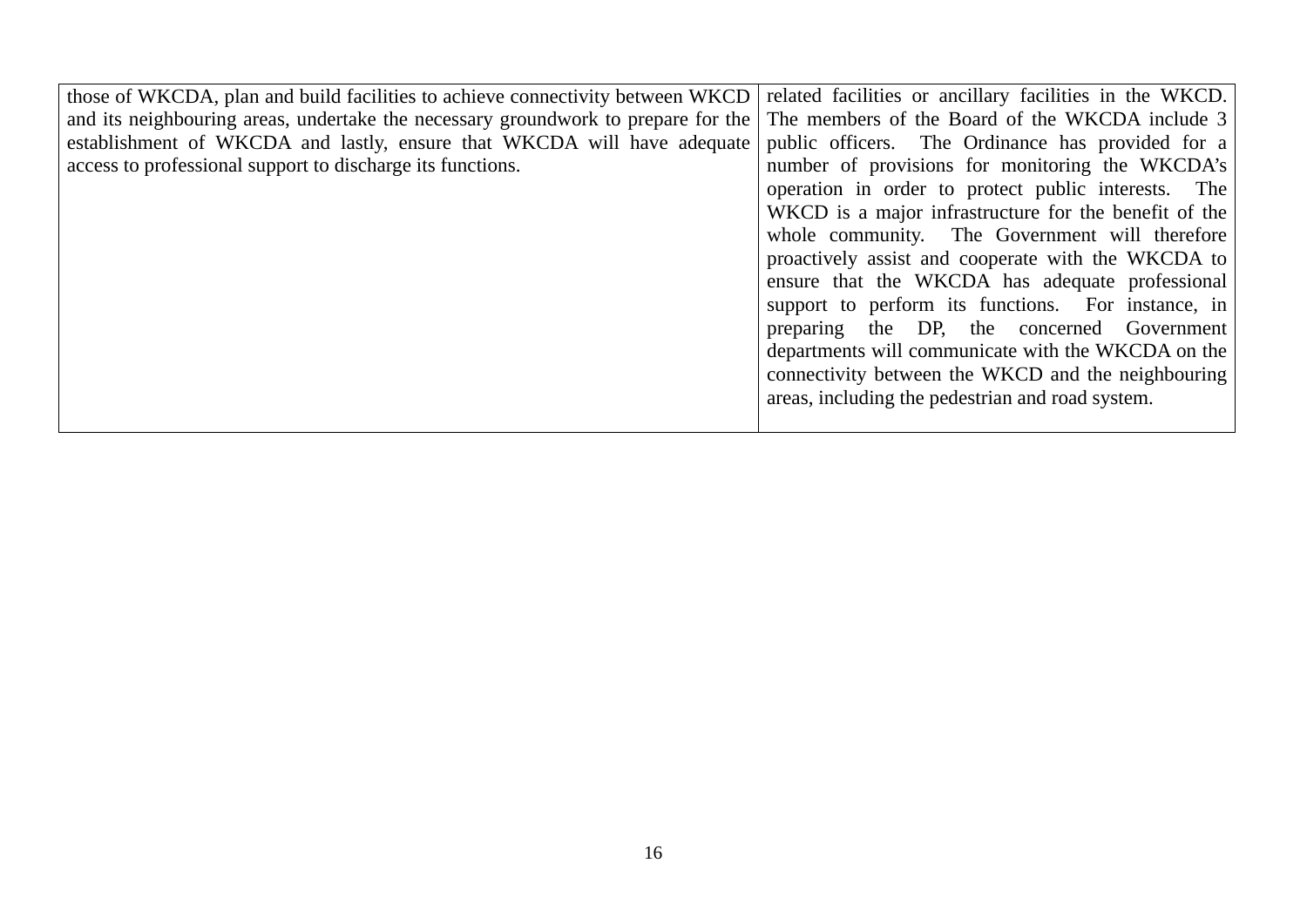| | |
|---|---|
| those of WKCDA, plan and build facilities to achieve connectivity between WKCD and its neighbouring areas, undertake the necessary groundwork to prepare for the establishment of WKCDA and lastly, ensure that WKCDA will have adequate access to professional support to discharge its functions. | related facilities or ancillary facilities in the WKCD. The members of the Board of the WKCDA include 3 public officers. The Ordinance has provided for a number of provisions for monitoring the WKCDA's operation in order to protect public interests. The WKCD is a major infrastructure for the benefit of the whole community. The Government will therefore proactively assist and cooperate with the WKCDA to ensure that the WKCDA has adequate professional support to perform its functions. For instance, in preparing the DP, the concerned Government departments will communicate with the WKCDA on the connectivity between the WKCD and the neighbouring areas, including the pedestrian and road system. |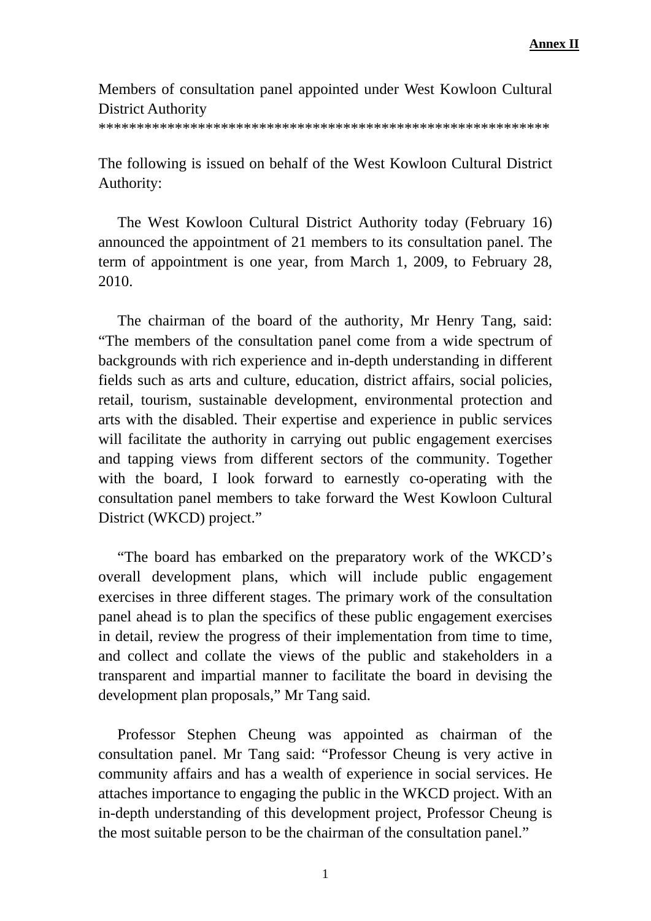**Annex II**

Members of consultation panel appointed under West Kowloon Cultural District Authority
*********************************************************

The following is issued on behalf of the West Kowloon Cultural District Authority:

The West Kowloon Cultural District Authority today (February 16) announced the appointment of 21 members to its consultation panel. The term of appointment is one year, from March 1, 2009, to February 28, 2010.

The chairman of the board of the authority, Mr Henry Tang, said: "The members of the consultation panel come from a wide spectrum of backgrounds with rich experience and in-depth understanding in different fields such as arts and culture, education, district affairs, social policies, retail, tourism, sustainable development, environmental protection and arts with the disabled. Their expertise and experience in public services will facilitate the authority in carrying out public engagement exercises and tapping views from different sectors of the community. Together with the board, I look forward to earnestly co-operating with the consultation panel members to take forward the West Kowloon Cultural District (WKCD) project."

"The board has embarked on the preparatory work of the WKCD's overall development plans, which will include public engagement exercises in three different stages. The primary work of the consultation panel ahead is to plan the specifics of these public engagement exercises in detail, review the progress of their implementation from time to time, and collect and collate the views of the public and stakeholders in a transparent and impartial manner to facilitate the board in devising the development plan proposals," Mr Tang said.

Professor Stephen Cheung was appointed as chairman of the consultation panel. Mr Tang said: "Professor Cheung is very active in community affairs and has a wealth of experience in social services. He attaches importance to engaging the public in the WKCD project. With an in-depth understanding of this development project, Professor Cheung is the most suitable person to be the chairman of the consultation panel."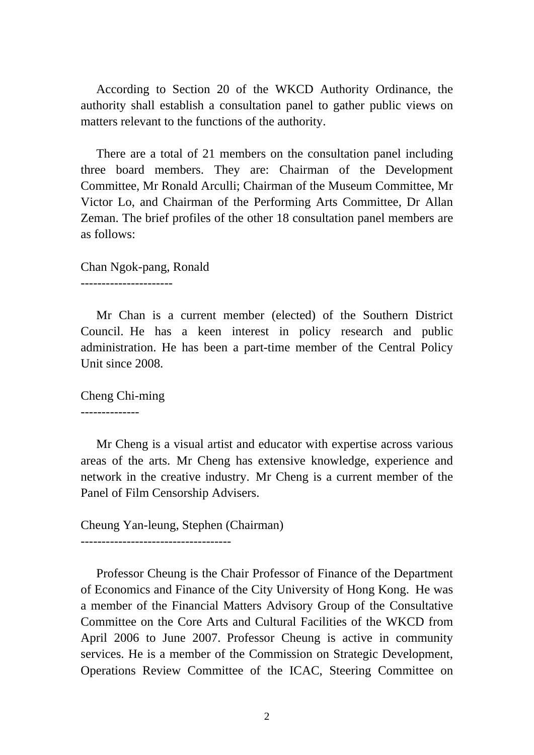According to Section 20 of the WKCD Authority Ordinance, the authority shall establish a consultation panel to gather public views on matters relevant to the functions of the authority.

There are a total of 21 members on the consultation panel including three board members. They are: Chairman of the Development Committee, Mr Ronald Arculli; Chairman of the Museum Committee, Mr Victor Lo, and Chairman of the Performing Arts Committee, Dr Allan Zeman. The brief profiles of the other 18 consultation panel members are as follows:

Chan Ngok-pang, Ronald
----------------------

Mr Chan is a current member (elected) of the Southern District Council. He has a keen interest in policy research and public administration. He has been a part-time member of the Central Policy Unit since 2008.

Cheng Chi-ming
--------------

Mr Cheng is a visual artist and educator with expertise across various areas of the arts. Mr Cheng has extensive knowledge, experience and network in the creative industry. Mr Cheng is a current member of the Panel of Film Censorship Advisers.

Cheung Yan-leung, Stephen (Chairman)
------------------------------------

Professor Cheung is the Chair Professor of Finance of the Department of Economics and Finance of the City University of Hong Kong. He was a member of the Financial Matters Advisory Group of the Consultative Committee on the Core Arts and Cultural Facilities of the WKCD from April 2006 to June 2007. Professor Cheung is active in community services. He is a member of the Commission on Strategic Development, Operations Review Committee of the ICAC, Steering Committee on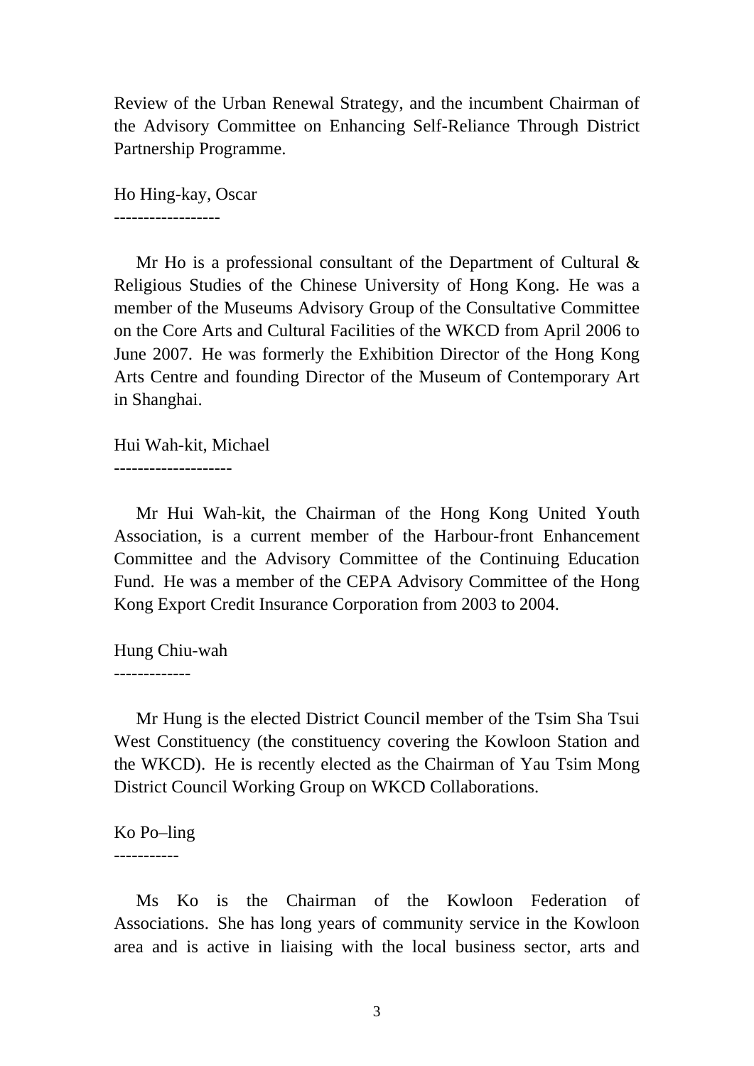Review of the Urban Renewal Strategy, and the incumbent Chairman of the Advisory Committee on Enhancing Self-Reliance Through District Partnership Programme.

Ho Hing-kay, Oscar
------------------

Mr Ho is a professional consultant of the Department of Cultural & Religious Studies of the Chinese University of Hong Kong. He was a member of the Museums Advisory Group of the Consultative Committee on the Core Arts and Cultural Facilities of the WKCD from April 2006 to June 2007. He was formerly the Exhibition Director of the Hong Kong Arts Centre and founding Director of the Museum of Contemporary Art in Shanghai.

Hui Wah-kit, Michael
--------------------

Mr Hui Wah-kit, the Chairman of the Hong Kong United Youth Association, is a current member of the Harbour-front Enhancement Committee and the Advisory Committee of the Continuing Education Fund. He was a member of the CEPA Advisory Committee of the Hong Kong Export Credit Insurance Corporation from 2003 to 2004.

Hung Chiu-wah
-------------

Mr Hung is the elected District Council member of the Tsim Sha Tsui West Constituency (the constituency covering the Kowloon Station and the WKCD). He is recently elected as the Chairman of Yau Tsim Mong District Council Working Group on WKCD Collaborations.

Ko Po–ling
-----------

Ms Ko is the Chairman of the Kowloon Federation of Associations. She has long years of community service in the Kowloon area and is active in liaising with the local business sector, arts and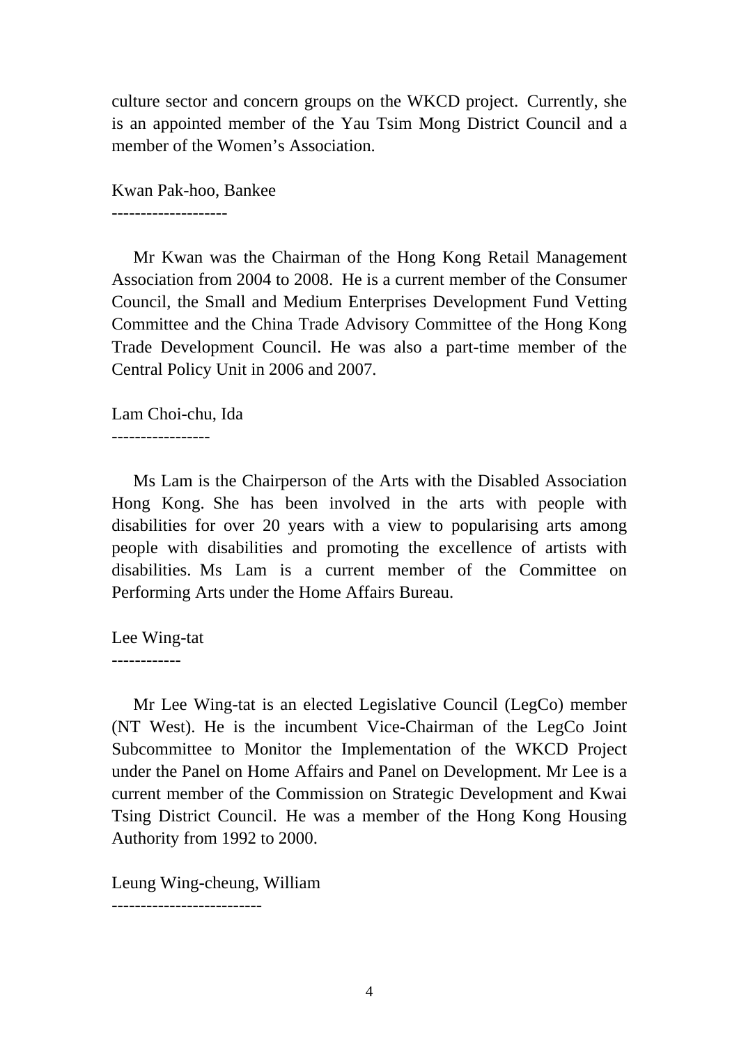culture sector and concern groups on the WKCD project. Currently, she is an appointed member of the Yau Tsim Mong District Council and a member of the Women's Association.

Kwan Pak-hoo, Bankee
--------------------

Mr Kwan was the Chairman of the Hong Kong Retail Management Association from 2004 to 2008. He is a current member of the Consumer Council, the Small and Medium Enterprises Development Fund Vetting Committee and the China Trade Advisory Committee of the Hong Kong Trade Development Council. He was also a part-time member of the Central Policy Unit in 2006 and 2007.

Lam Choi-chu, Ida
-----------------

Ms Lam is the Chairperson of the Arts with the Disabled Association Hong Kong. She has been involved in the arts with people with disabilities for over 20 years with a view to popularising arts among people with disabilities and promoting the excellence of artists with disabilities. Ms Lam is a current member of the Committee on Performing Arts under the Home Affairs Bureau.

Lee Wing-tat
------------

Mr Lee Wing-tat is an elected Legislative Council (LegCo) member (NT West). He is the incumbent Vice-Chairman of the LegCo Joint Subcommittee to Monitor the Implementation of the WKCD Project under the Panel on Home Affairs and Panel on Development. Mr Lee is a current member of the Commission on Strategic Development and Kwai Tsing District Council. He was a member of the Hong Kong Housing Authority from 1992 to 2000.

Leung Wing-cheung, William
--------------------------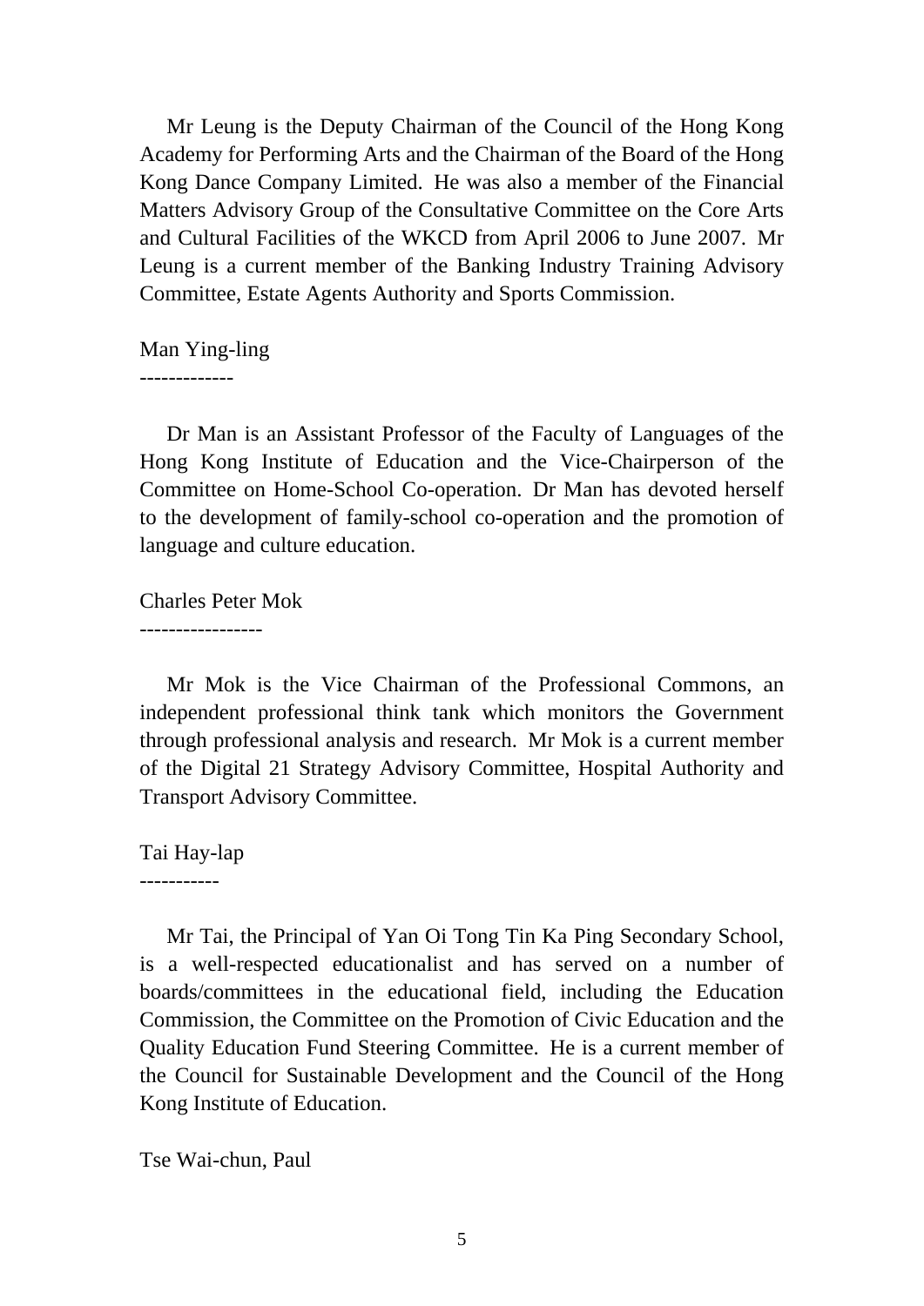Mr Leung is the Deputy Chairman of the Council of the Hong Kong Academy for Performing Arts and the Chairman of the Board of the Hong Kong Dance Company Limited. He was also a member of the Financial Matters Advisory Group of the Consultative Committee on the Core Arts and Cultural Facilities of the WKCD from April 2006 to June 2007. Mr Leung is a current member of the Banking Industry Training Advisory Committee, Estate Agents Authority and Sports Commission.

Man Ying-ling
-------------

Dr Man is an Assistant Professor of the Faculty of Languages of the Hong Kong Institute of Education and the Vice-Chairperson of the Committee on Home-School Co-operation. Dr Man has devoted herself to the development of family-school co-operation and the promotion of language and culture education.

Charles Peter Mok
-----------------

Mr Mok is the Vice Chairman of the Professional Commons, an independent professional think tank which monitors the Government through professional analysis and research. Mr Mok is a current member of the Digital 21 Strategy Advisory Committee, Hospital Authority and Transport Advisory Committee.

Tai Hay-lap
-----------

Mr Tai, the Principal of Yan Oi Tong Tin Ka Ping Secondary School, is a well-respected educationalist and has served on a number of boards/committees in the educational field, including the Education Commission, the Committee on the Promotion of Civic Education and the Quality Education Fund Steering Committee. He is a current member of the Council for Sustainable Development and the Council of the Hong Kong Institute of Education.

Tse Wai-chun, Paul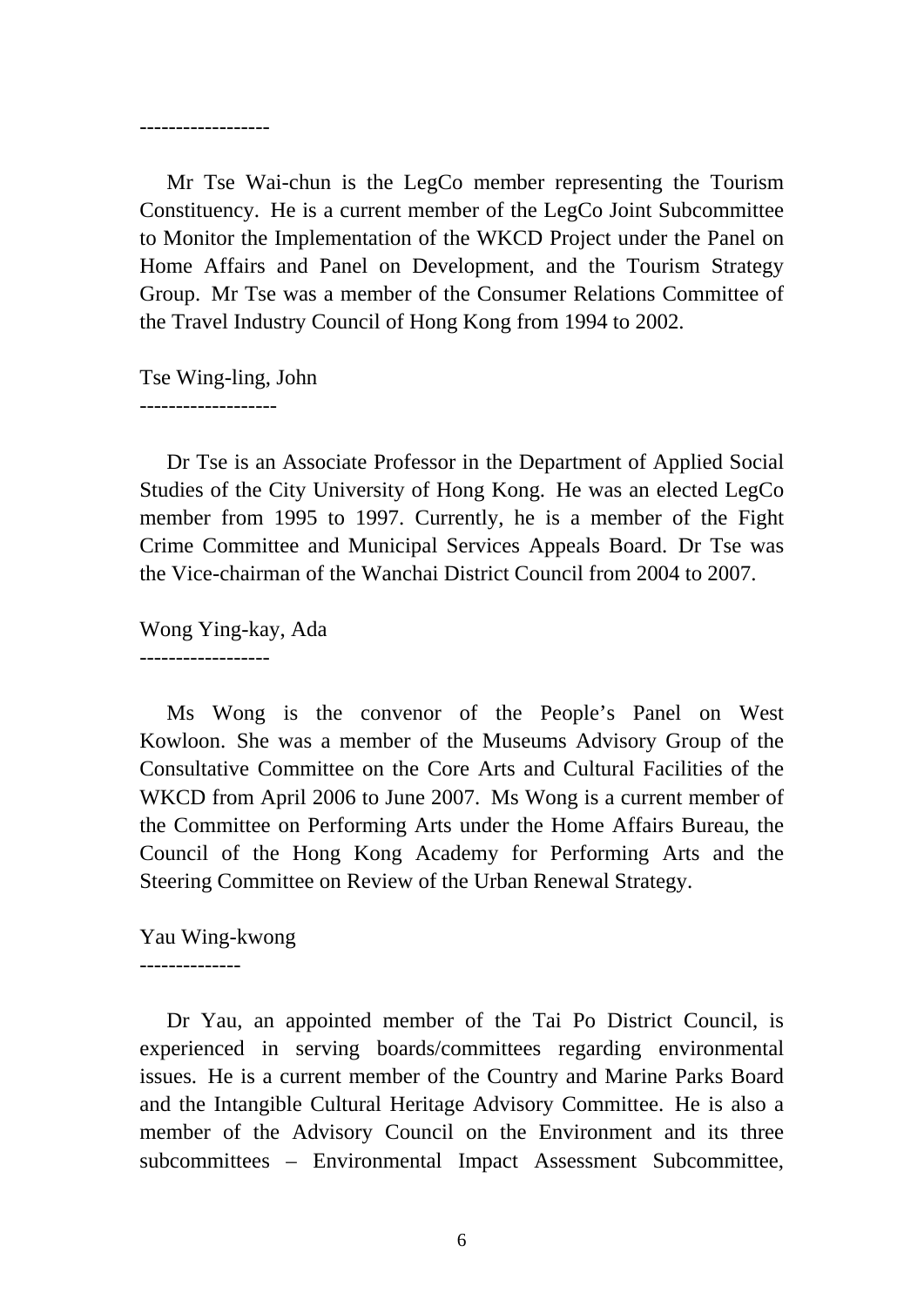------------------

Mr Tse Wai-chun is the LegCo member representing the Tourism Constituency. He is a current member of the LegCo Joint Subcommittee to Monitor the Implementation of the WKCD Project under the Panel on Home Affairs and Panel on Development, and the Tourism Strategy Group. Mr Tse was a member of the Consumer Relations Committee of the Travel Industry Council of Hong Kong from 1994 to 2002.

Tse Wing-ling, John
-------------------

Dr Tse is an Associate Professor in the Department of Applied Social Studies of the City University of Hong Kong. He was an elected LegCo member from 1995 to 1997. Currently, he is a member of the Fight Crime Committee and Municipal Services Appeals Board. Dr Tse was the Vice-chairman of the Wanchai District Council from 2004 to 2007.

Wong Ying-kay, Ada
------------------

Ms Wong is the convenor of the People's Panel on West Kowloon. She was a member of the Museums Advisory Group of the Consultative Committee on the Core Arts and Cultural Facilities of the WKCD from April 2006 to June 2007. Ms Wong is a current member of the Committee on Performing Arts under the Home Affairs Bureau, the Council of the Hong Kong Academy for Performing Arts and the Steering Committee on Review of the Urban Renewal Strategy.

Yau Wing-kwong
--------------

Dr Yau, an appointed member of the Tai Po District Council, is experienced in serving boards/committees regarding environmental issues. He is a current member of the Country and Marine Parks Board and the Intangible Cultural Heritage Advisory Committee. He is also a member of the Advisory Council on the Environment and its three subcommittees – Environmental Impact Assessment Subcommittee,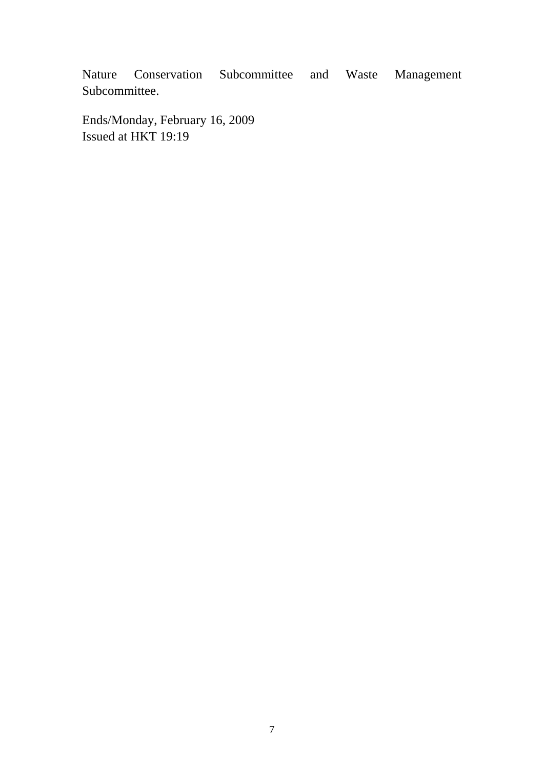Nature Conservation Subcommittee and Waste Management Subcommittee.

Ends/Monday, February 16, 2009
Issued at HKT 19:19